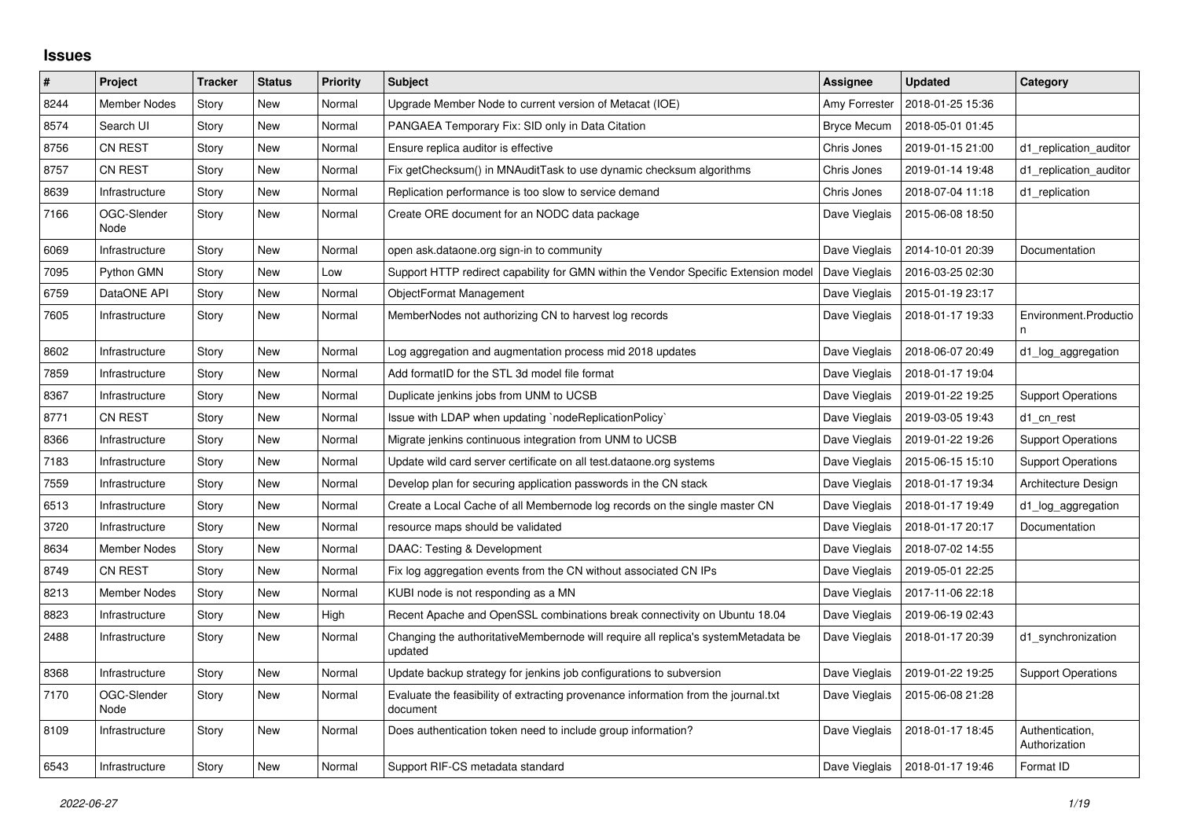# Issues

| # | Project | Tracker | Status | Priority | Subject | Assignee | Updated | Category |
|---|---|---|---|---|---|---|---|---|
| 8244 | Member Nodes | Story | New | Normal | Upgrade Member Node to current version of Metacat (IOE) | Amy Forrester | 2018-01-25 15:36 | |
| 8574 | Search UI | Story | New | Normal | PANGAEA Temporary Fix: SID only in Data Citation | Bryce Mecum | 2018-05-01 01:45 | |
| 8756 | CN REST | Story | New | Normal | Ensure replica auditor is effective | Chris Jones | 2019-01-15 21:00 | d1_replication_auditor |
| 8757 | CN REST | Story | New | Normal | Fix getChecksum() in MNAuditTask to use dynamic checksum algorithms | Chris Jones | 2019-01-14 19:48 | d1_replication_auditor |
| 8639 | Infrastructure | Story | New | Normal | Replication performance is too slow to service demand | Chris Jones | 2018-07-04 11:18 | d1_replication |
| 7166 | OGC-Slender Node | Story | New | Normal | Create ORE document for an NODC data package | Dave Vieglais | 2015-06-08 18:50 | |
| 6069 | Infrastructure | Story | New | Normal | open ask.dataone.org sign-in to community | Dave Vieglais | 2014-10-01 20:39 | Documentation |
| 7095 | Python GMN | Story | New | Low | Support HTTP redirect capability for GMN within the Vendor Specific Extension model | Dave Vieglais | 2016-03-25 02:30 | |
| 6759 | DataONE API | Story | New | Normal | ObjectFormat Management | Dave Vieglais | 2015-01-19 23:17 | |
| 7605 | Infrastructure | Story | New | Normal | MemberNodes not authorizing CN to harvest log records | Dave Vieglais | 2018-01-17 19:33 | Environment.Production |
| 8602 | Infrastructure | Story | New | Normal | Log aggregation and augmentation process mid 2018 updates | Dave Vieglais | 2018-06-07 20:49 | d1_log_aggregation |
| 7859 | Infrastructure | Story | New | Normal | Add formatID for the STL 3d model file format | Dave Vieglais | 2018-01-17 19:04 | |
| 8367 | Infrastructure | Story | New | Normal | Duplicate jenkins jobs from UNM to UCSB | Dave Vieglais | 2019-01-22 19:25 | Support Operations |
| 8771 | CN REST | Story | New | Normal | Issue with LDAP when updating `nodeReplicationPolicy` | Dave Vieglais | 2019-03-05 19:43 | d1_cn_rest |
| 8366 | Infrastructure | Story | New | Normal | Migrate jenkins continuous integration from UNM to UCSB | Dave Vieglais | 2019-01-22 19:26 | Support Operations |
| 7183 | Infrastructure | Story | New | Normal | Update wild card server certificate on all test.dataone.org systems | Dave Vieglais | 2015-06-15 15:10 | Support Operations |
| 7559 | Infrastructure | Story | New | Normal | Develop plan for securing application passwords in the CN stack | Dave Vieglais | 2018-01-17 19:34 | Architecture Design |
| 6513 | Infrastructure | Story | New | Normal | Create a Local Cache of all Membernode log records on the single master CN | Dave Vieglais | 2018-01-17 19:49 | d1_log_aggregation |
| 3720 | Infrastructure | Story | New | Normal | resource maps should be validated | Dave Vieglais | 2018-01-17 20:17 | Documentation |
| 8634 | Member Nodes | Story | New | Normal | DAAC: Testing & Development | Dave Vieglais | 2018-07-02 14:55 | |
| 8749 | CN REST | Story | New | Normal | Fix log aggregation events from the CN without associated CN IPs | Dave Vieglais | 2019-05-01 22:25 | |
| 8213 | Member Nodes | Story | New | Normal | KUBI node is not responding as a MN | Dave Vieglais | 2017-11-06 22:18 | |
| 8823 | Infrastructure | Story | New | High | Recent Apache and OpenSSL combinations break connectivity on Ubuntu 18.04 | Dave Vieglais | 2019-06-19 02:43 | |
| 2488 | Infrastructure | Story | New | Normal | Changing the authoritativeMembernode will require all replica's systemMetadata be updated | Dave Vieglais | 2018-01-17 20:39 | d1_synchronization |
| 8368 | Infrastructure | Story | New | Normal | Update backup strategy for jenkins job configurations to subversion | Dave Vieglais | 2019-01-22 19:25 | Support Operations |
| 7170 | OGC-Slender Node | Story | New | Normal | Evaluate the feasibility of extracting provenance information from the journal.txt document | Dave Vieglais | 2015-06-08 21:28 | |
| 8109 | Infrastructure | Story | New | Normal | Does authentication token need to include group information? | Dave Vieglais | 2018-01-17 18:45 | Authentication, Authorization |
| 6543 | Infrastructure | Story | New | Normal | Support RIF-CS metadata standard | Dave Vieglais | 2018-01-17 19:46 | Format ID |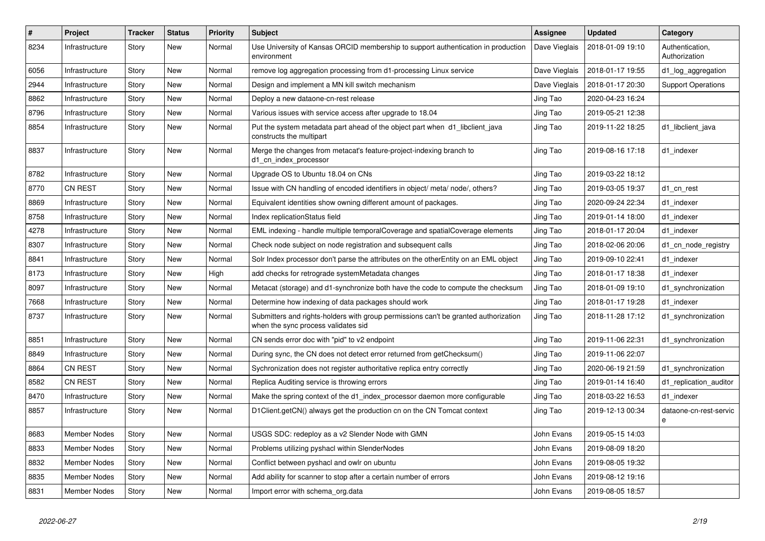| # | Project | Tracker | Status | Priority | Subject | Assignee | Updated | Category |
|---|---|---|---|---|---|---|---|---|
| 8234 | Infrastructure | Story | New | Normal | Use University of Kansas ORCID membership to support authentication in production environment | Dave Vieglais | 2018-01-09 19:10 | Authentication, Authorization |
| 6056 | Infrastructure | Story | New | Normal | remove log aggregation processing from d1-processing Linux service | Dave Vieglais | 2018-01-17 19:55 | d1_log_aggregation |
| 2944 | Infrastructure | Story | New | Normal | Design and implement a MN kill switch mechanism | Dave Vieglais | 2018-01-17 20:30 | Support Operations |
| 8862 | Infrastructure | Story | New | Normal | Deploy a new dataone-cn-rest release | Jing Tao | 2020-04-23 16:24 | |
| 8796 | Infrastructure | Story | New | Normal | Various issues with service access after upgrade to 18.04 | Jing Tao | 2019-05-21 12:38 | |
| 8854 | Infrastructure | Story | New | Normal | Put the system metadata part ahead of the object part when d1_libclient_java constructs the multipart | Jing Tao | 2019-11-22 18:25 | d1_libclient_java |
| 8837 | Infrastructure | Story | New | Normal | Merge the changes from metacat's feature-project-indexing branch to d1_cn_index_processor | Jing Tao | 2019-08-16 17:18 | d1_indexer |
| 8782 | Infrastructure | Story | New | Normal | Upgrade OS to Ubuntu 18.04 on CNs | Jing Tao | 2019-03-22 18:12 | |
| 8770 | CN REST | Story | New | Normal | Issue with CN handling of encoded identifiers in object/ meta/ node/, others? | Jing Tao | 2019-03-05 19:37 | d1_cn_rest |
| 8869 | Infrastructure | Story | New | Normal | Equivalent identities show owning different amount of packages. | Jing Tao | 2020-09-24 22:34 | d1_indexer |
| 8758 | Infrastructure | Story | New | Normal | Index replicationStatus field | Jing Tao | 2019-01-14 18:00 | d1_indexer |
| 4278 | Infrastructure | Story | New | Normal | EML indexing - handle multiple temporalCoverage and spatialCoverage elements | Jing Tao | 2018-01-17 20:04 | d1_indexer |
| 8307 | Infrastructure | Story | New | Normal | Check node subject on node registration and subsequent calls | Jing Tao | 2018-02-06 20:06 | d1_cn_node_registry |
| 8841 | Infrastructure | Story | New | Normal | Solr Index processor don't parse the attributes on the otherEntity on an EML object | Jing Tao | 2019-09-10 22:41 | d1_indexer |
| 8173 | Infrastructure | Story | New | High | add checks for retrograde systemMetadata changes | Jing Tao | 2018-01-17 18:38 | d1_indexer |
| 8097 | Infrastructure | Story | New | Normal | Metacat (storage) and d1-synchronize both have the code to compute the checksum | Jing Tao | 2018-01-09 19:10 | d1_synchronization |
| 7668 | Infrastructure | Story | New | Normal | Determine how indexing of data packages should work | Jing Tao | 2018-01-17 19:28 | d1_indexer |
| 8737 | Infrastructure | Story | New | Normal | Submitters and rights-holders with group permissions can't be granted authorization when the sync process validates sid | Jing Tao | 2018-11-28 17:12 | d1_synchronization |
| 8851 | Infrastructure | Story | New | Normal | CN sends error doc with "pid" to v2 endpoint | Jing Tao | 2019-11-06 22:31 | d1_synchronization |
| 8849 | Infrastructure | Story | New | Normal | During sync, the CN does not detect error returned from getChecksum() | Jing Tao | 2019-11-06 22:07 | |
| 8864 | CN REST | Story | New | Normal | Sychronization does not register authoritative replica entry correctly | Jing Tao | 2020-06-19 21:59 | d1_synchronization |
| 8582 | CN REST | Story | New | Normal | Replica Auditing service is throwing errors | Jing Tao | 2019-01-14 16:40 | d1_replication_auditor |
| 8470 | Infrastructure | Story | New | Normal | Make the spring context of the d1_index_processor daemon more configurable | Jing Tao | 2018-03-22 16:53 | d1_indexer |
| 8857 | Infrastructure | Story | New | Normal | D1Client.getCN() always get the production cn on the CN Tomcat context | Jing Tao | 2019-12-13 00:34 | dataone-cn-rest-service |
| 8683 | Member Nodes | Story | New | Normal | USGS SDC: redeploy as a v2 Slender Node with GMN | John Evans | 2019-05-15 14:03 | |
| 8833 | Member Nodes | Story | New | Normal | Problems utilizing pyshacl within SlenderNodes | John Evans | 2019-08-09 18:20 | |
| 8832 | Member Nodes | Story | New | Normal | Conflict between pyshacl and owlr on ubuntu | John Evans | 2019-08-05 19:32 | |
| 8835 | Member Nodes | Story | New | Normal | Add ability for scanner to stop after a certain number of errors | John Evans | 2019-08-12 19:16 | |
| 8831 | Member Nodes | Story | New | Normal | Import error with schema_org.data | John Evans | 2019-08-05 18:57 | |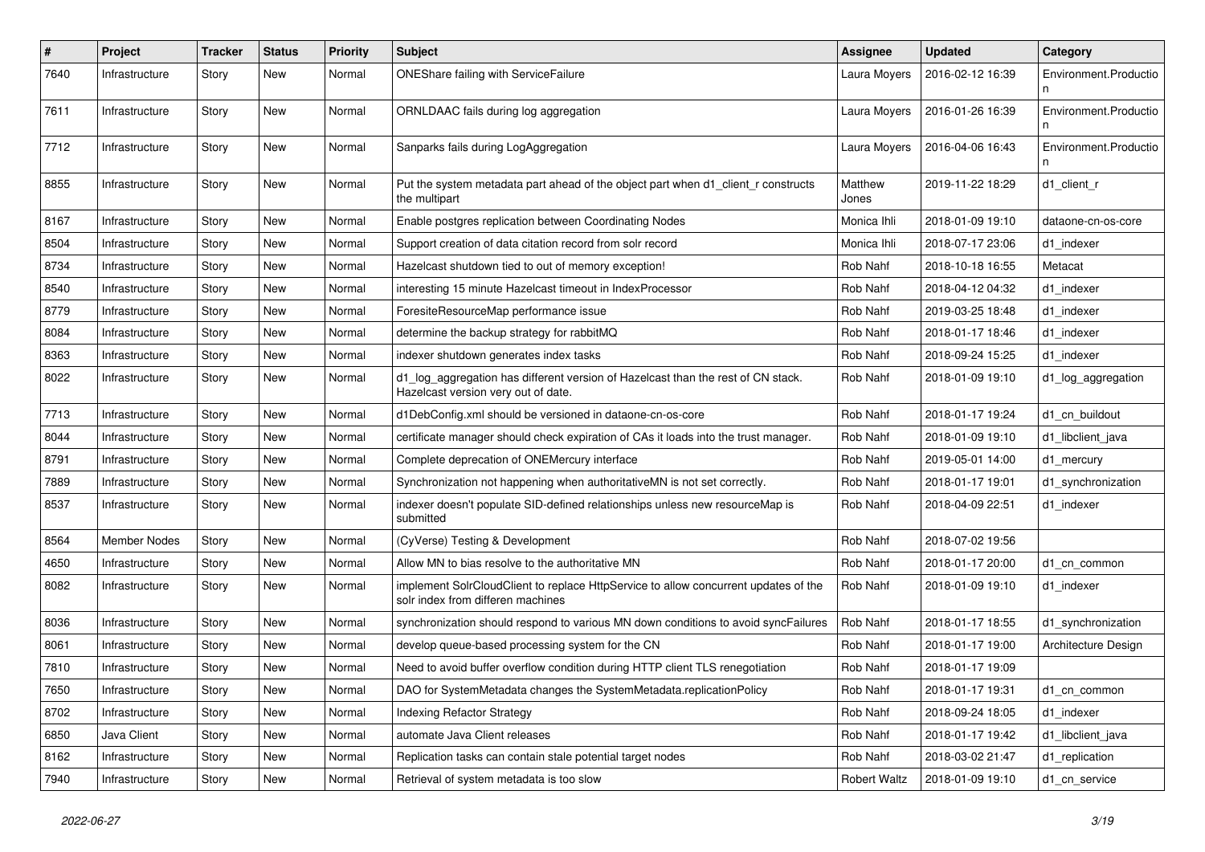| # | Project | Tracker | Status | Priority | Subject | Assignee | Updated | Category |
|---|---|---|---|---|---|---|---|---|
| 7640 | Infrastructure | Story | New | Normal | ONEShare failing with ServiceFailure | Laura Moyers | 2016-02-12 16:39 | Environment.Production |
| 7611 | Infrastructure | Story | New | Normal | ORNLDAAC fails during log aggregation | Laura Moyers | 2016-01-26 16:39 | Environment.Production |
| 7712 | Infrastructure | Story | New | Normal | Sanparks fails during LogAggregation | Laura Moyers | 2016-04-06 16:43 | Environment.Production |
| 8855 | Infrastructure | Story | New | Normal | Put the system metadata part ahead of the object part when d1_client_r constructs the multipart | Matthew Jones | 2019-11-22 18:29 | d1_client_r |
| 8167 | Infrastructure | Story | New | Normal | Enable postgres replication between Coordinating Nodes | Monica Ihli | 2018-01-09 19:10 | dataone-cn-os-core |
| 8504 | Infrastructure | Story | New | Normal | Support creation of data citation record from solr record | Monica Ihli | 2018-07-17 23:06 | d1_indexer |
| 8734 | Infrastructure | Story | New | Normal | Hazelcast shutdown tied to out of memory exception! | Rob Nahf | 2018-10-18 16:55 | Metacat |
| 8540 | Infrastructure | Story | New | Normal | interesting 15 minute Hazelcast timeout in IndexProcessor | Rob Nahf | 2018-04-12 04:32 | d1_indexer |
| 8779 | Infrastructure | Story | New | Normal | ForesiteResourceMap performance issue | Rob Nahf | 2019-03-25 18:48 | d1_indexer |
| 8084 | Infrastructure | Story | New | Normal | determine the backup strategy for rabbitMQ | Rob Nahf | 2018-01-17 18:46 | d1_indexer |
| 8363 | Infrastructure | Story | New | Normal | indexer shutdown generates index tasks | Rob Nahf | 2018-09-24 15:25 | d1_indexer |
| 8022 | Infrastructure | Story | New | Normal | d1_log_aggregation has different version of Hazelcast than the rest of CN stack. Hazelcast version very out of date. | Rob Nahf | 2018-01-09 19:10 | d1_log_aggregation |
| 7713 | Infrastructure | Story | New | Normal | d1DebConfig.xml should be versioned in dataone-cn-os-core | Rob Nahf | 2018-01-17 19:24 | d1_cn_buildout |
| 8044 | Infrastructure | Story | New | Normal | certificate manager should check expiration of CAs it loads into the trust manager. | Rob Nahf | 2018-01-09 19:10 | d1_libclient_java |
| 8791 | Infrastructure | Story | New | Normal | Complete deprecation of ONEMercury interface | Rob Nahf | 2019-05-01 14:00 | d1_mercury |
| 7889 | Infrastructure | Story | New | Normal | Synchronization not happening when authoritativeMN is not set correctly. | Rob Nahf | 2018-01-17 19:01 | d1_synchronization |
| 8537 | Infrastructure | Story | New | Normal | indexer doesn't populate SID-defined relationships unless new resourceMap is submitted | Rob Nahf | 2018-04-09 22:51 | d1_indexer |
| 8564 | Member Nodes | Story | New | Normal | (CyVerse) Testing & Development | Rob Nahf | 2018-07-02 19:56 | |
| 4650 | Infrastructure | Story | New | Normal | Allow MN to bias resolve to the authoritative MN | Rob Nahf | 2018-01-17 20:00 | d1_cn_common |
| 8082 | Infrastructure | Story | New | Normal | implement SolrCloudClient to replace HttpService to allow concurrent updates of the solr index from differen machines | Rob Nahf | 2018-01-09 19:10 | d1_indexer |
| 8036 | Infrastructure | Story | New | Normal | synchronization should respond to various MN down conditions to avoid syncFailures | Rob Nahf | 2018-01-17 18:55 | d1_synchronization |
| 8061 | Infrastructure | Story | New | Normal | develop queue-based processing system for the CN | Rob Nahf | 2018-01-17 19:00 | Architecture Design |
| 7810 | Infrastructure | Story | New | Normal | Need to avoid buffer overflow condition during HTTP client TLS renegotiation | Rob Nahf | 2018-01-17 19:09 | |
| 7650 | Infrastructure | Story | New | Normal | DAO for SystemMetadata changes the SystemMetadata.replicationPolicy | Rob Nahf | 2018-01-17 19:31 | d1_cn_common |
| 8702 | Infrastructure | Story | New | Normal | Indexing Refactor Strategy | Rob Nahf | 2018-09-24 18:05 | d1_indexer |
| 6850 | Java Client | Story | New | Normal | automate Java Client releases | Rob Nahf | 2018-01-17 19:42 | d1_libclient_java |
| 8162 | Infrastructure | Story | New | Normal | Replication tasks can contain stale potential target nodes | Rob Nahf | 2018-03-02 21:47 | d1_replication |
| 7940 | Infrastructure | Story | New | Normal | Retrieval of system metadata is too slow | Robert Waltz | 2018-01-09 19:10 | d1_cn_service |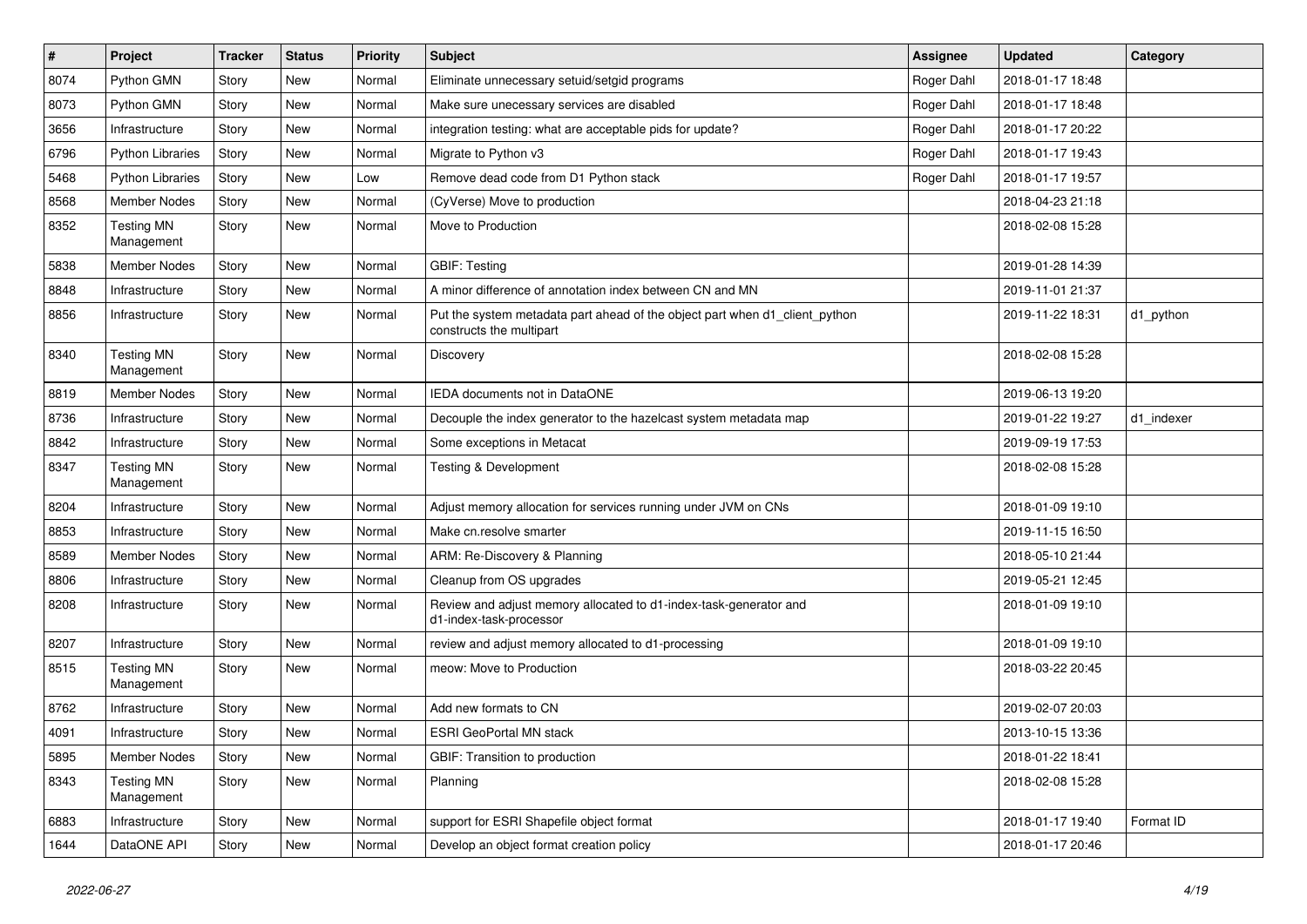| # | Project | Tracker | Status | Priority | Subject | Assignee | Updated | Category |
|---|---|---|---|---|---|---|---|---|
| 8074 | Python GMN | Story | New | Normal | Eliminate unnecessary setuid/setgid programs | Roger Dahl | 2018-01-17 18:48 | |
| 8073 | Python GMN | Story | New | Normal | Make sure unecessary services are disabled | Roger Dahl | 2018-01-17 18:48 | |
| 3656 | Infrastructure | Story | New | Normal | integration testing: what are acceptable pids for update? | Roger Dahl | 2018-01-17 20:22 | |
| 6796 | Python Libraries | Story | New | Normal | Migrate to Python v3 | Roger Dahl | 2018-01-17 19:43 | |
| 5468 | Python Libraries | Story | New | Low | Remove dead code from D1 Python stack | Roger Dahl | 2018-01-17 19:57 | |
| 8568 | Member Nodes | Story | New | Normal | (CyVerse) Move to production | | 2018-04-23 21:18 | |
| 8352 | Testing MN Management | Story | New | Normal | Move to Production | | 2018-02-08 15:28 | |
| 5838 | Member Nodes | Story | New | Normal | GBIF: Testing | | 2019-01-28 14:39 | |
| 8848 | Infrastructure | Story | New | Normal | A minor difference of annotation index between CN and MN | | 2019-11-01 21:37 | |
| 8856 | Infrastructure | Story | New | Normal | Put the system metadata part ahead of the object part when d1_client_python constructs the multipart | | 2019-11-22 18:31 | d1_python |
| 8340 | Testing MN Management | Story | New | Normal | Discovery | | 2018-02-08 15:28 | |
| 8819 | Member Nodes | Story | New | Normal | IEDA documents not in DataONE | | 2019-06-13 19:20 | |
| 8736 | Infrastructure | Story | New | Normal | Decouple the index generator to the hazelcast system metadata map | | 2019-01-22 19:27 | d1_indexer |
| 8842 | Infrastructure | Story | New | Normal | Some exceptions in Metacat | | 2019-09-19 17:53 | |
| 8347 | Testing MN Management | Story | New | Normal | Testing & Development | | 2018-02-08 15:28 | |
| 8204 | Infrastructure | Story | New | Normal | Adjust memory allocation for services running under JVM on CNs | | 2018-01-09 19:10 | |
| 8853 | Infrastructure | Story | New | Normal | Make cn.resolve smarter | | 2019-11-15 16:50 | |
| 8589 | Member Nodes | Story | New | Normal | ARM: Re-Discovery & Planning | | 2018-05-10 21:44 | |
| 8806 | Infrastructure | Story | New | Normal | Cleanup from OS upgrades | | 2019-05-21 12:45 | |
| 8208 | Infrastructure | Story | New | Normal | Review and adjust memory allocated to d1-index-task-generator and d1-index-task-processor | | 2018-01-09 19:10 | |
| 8207 | Infrastructure | Story | New | Normal | review and adjust memory allocated to d1-processing | | 2018-01-09 19:10 | |
| 8515 | Testing MN Management | Story | New | Normal | meow: Move to Production | | 2018-03-22 20:45 | |
| 8762 | Infrastructure | Story | New | Normal | Add new formats to CN | | 2019-02-07 20:03 | |
| 4091 | Infrastructure | Story | New | Normal | ESRI GeoPortal MN stack | | 2013-10-15 13:36 | |
| 5895 | Member Nodes | Story | New | Normal | GBIF: Transition to production | | 2018-01-22 18:41 | |
| 8343 | Testing MN Management | Story | New | Normal | Planning | | 2018-02-08 15:28 | |
| 6883 | Infrastructure | Story | New | Normal | support for ESRI Shapefile object format | | 2018-01-17 19:40 | Format ID |
| 1644 | DataONE API | Story | New | Normal | Develop an object format creation policy | | 2018-01-17 20:46 | |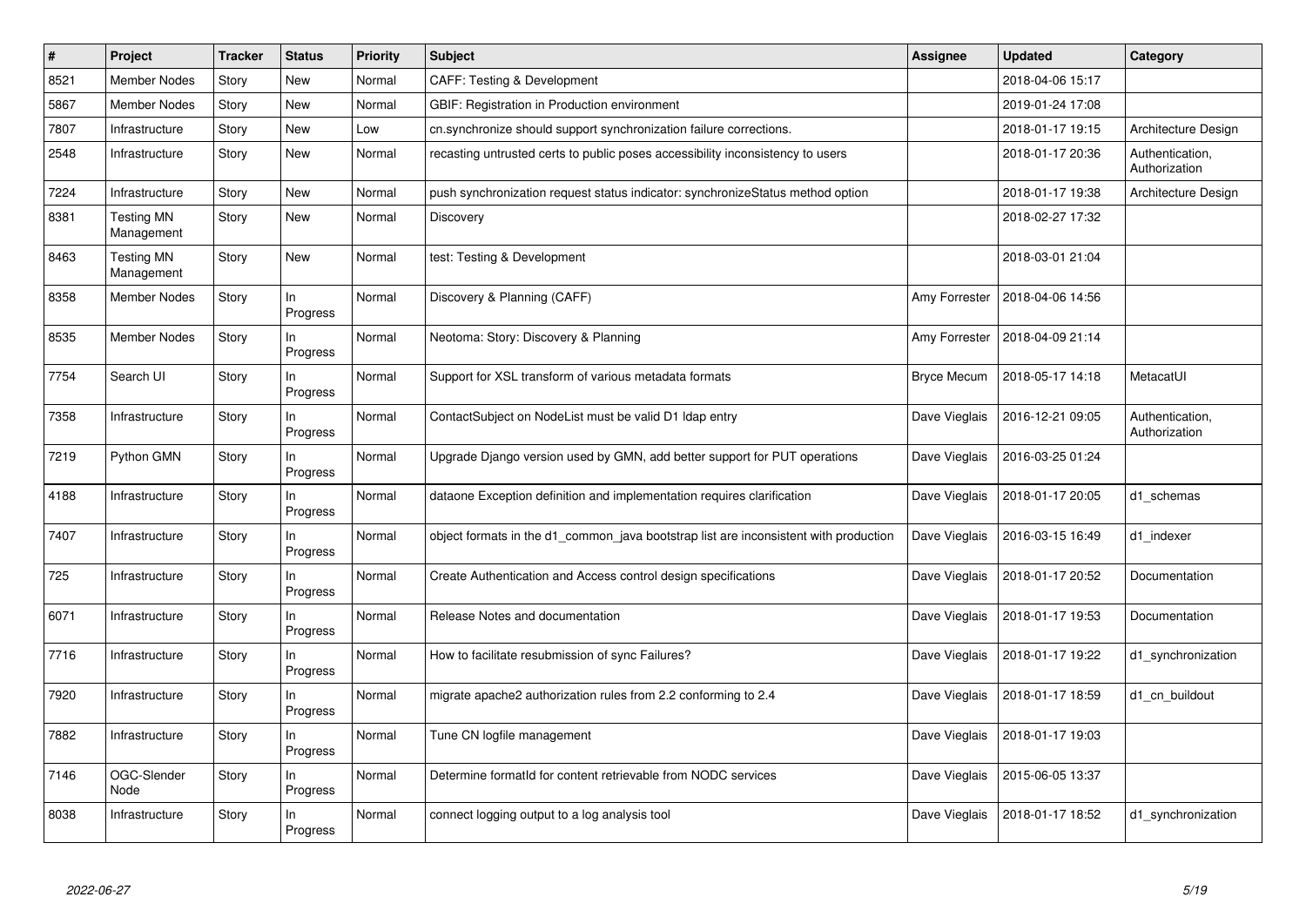| # | Project | Tracker | Status | Priority | Subject | Assignee | Updated | Category |
|---|---|---|---|---|---|---|---|---|
| 8521 | Member Nodes | Story | New | Normal | CAFF: Testing & Development | | 2018-04-06 15:17 | |
| 5867 | Member Nodes | Story | New | Normal | GBIF: Registration in Production environment | | 2019-01-24 17:08 | |
| 7807 | Infrastructure | Story | New | Low | cn.synchronize should support synchronization failure corrections. | | 2018-01-17 19:15 | Architecture Design |
| 2548 | Infrastructure | Story | New | Normal | recasting untrusted certs to public poses accessibility inconsistency to users | | 2018-01-17 20:36 | Authentication, Authorization |
| 7224 | Infrastructure | Story | New | Normal | push synchronization request status indicator: synchronizeStatus method option | | 2018-01-17 19:38 | Architecture Design |
| 8381 | Testing MN Management | Story | New | Normal | Discovery | | 2018-02-27 17:32 | |
| 8463 | Testing MN Management | Story | New | Normal | test: Testing & Development | | 2018-03-01 21:04 | |
| 8358 | Member Nodes | Story | In Progress | Normal | Discovery & Planning (CAFF) | Amy Forrester | 2018-04-06 14:56 | |
| 8535 | Member Nodes | Story | In Progress | Normal | Neotoma: Story: Discovery & Planning | Amy Forrester | 2018-04-09 21:14 | |
| 7754 | Search UI | Story | In Progress | Normal | Support for XSL transform of various metadata formats | Bryce Mecum | 2018-05-17 14:18 | MetacatUI |
| 7358 | Infrastructure | Story | In Progress | Normal | ContactSubject on NodeList must be valid D1 ldap entry | Dave Vieglais | 2016-12-21 09:05 | Authentication, Authorization |
| 7219 | Python GMN | Story | In Progress | Normal | Upgrade Django version used by GMN, add better support for PUT operations | Dave Vieglais | 2016-03-25 01:24 | |
| 4188 | Infrastructure | Story | In Progress | Normal | dataone Exception definition and implementation requires clarification | Dave Vieglais | 2018-01-17 20:05 | d1_schemas |
| 7407 | Infrastructure | Story | In Progress | Normal | object formats in the d1_common_java bootstrap list are inconsistent with production | Dave Vieglais | 2016-03-15 16:49 | d1_indexer |
| 725 | Infrastructure | Story | In Progress | Normal | Create Authentication and Access control design specifications | Dave Vieglais | 2018-01-17 20:52 | Documentation |
| 6071 | Infrastructure | Story | In Progress | Normal | Release Notes and documentation | Dave Vieglais | 2018-01-17 19:53 | Documentation |
| 7716 | Infrastructure | Story | In Progress | Normal | How to facilitate resubmission of sync Failures? | Dave Vieglais | 2018-01-17 19:22 | d1_synchronization |
| 7920 | Infrastructure | Story | In Progress | Normal | migrate apache2 authorization rules from 2.2 conforming to 2.4 | Dave Vieglais | 2018-01-17 18:59 | d1_cn_buildout |
| 7882 | Infrastructure | Story | In Progress | Normal | Tune CN logfile management | Dave Vieglais | 2018-01-17 19:03 | |
| 7146 | OGC-Slender Node | Story | In Progress | Normal | Determine formatId for content retrievable from NODC services | Dave Vieglais | 2015-06-05 13:37 | |
| 8038 | Infrastructure | Story | In Progress | Normal | connect logging output to a log analysis tool | Dave Vieglais | 2018-01-17 18:52 | d1_synchronization |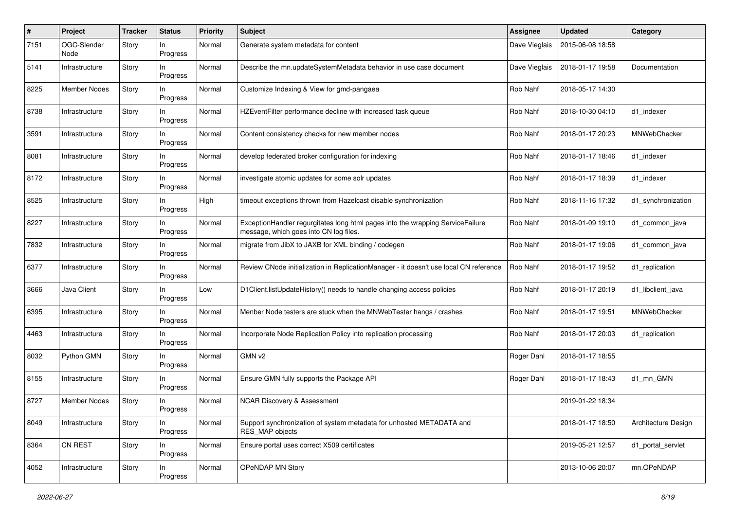| # | Project | Tracker | Status | Priority | Subject | Assignee | Updated | Category |
|---|---|---|---|---|---|---|---|---|
| 7151 | OGC-Slender Node | Story | In Progress | Normal | Generate system metadata for content | Dave Vieglais | 2015-06-08 18:58 | |
| 5141 | Infrastructure | Story | In Progress | Normal | Describe the mn.updateSystemMetadata behavior in use case document | Dave Vieglais | 2018-01-17 19:58 | Documentation |
| 8225 | Member Nodes | Story | In Progress | Normal | Customize Indexing & View for gmd-pangaea | Rob Nahf | 2018-05-17 14:30 | |
| 8738 | Infrastructure | Story | In Progress | Normal | HZEventFilter performance decline with increased task queue | Rob Nahf | 2018-10-30 04:10 | d1_indexer |
| 3591 | Infrastructure | Story | In Progress | Normal | Content consistency checks for new member nodes | Rob Nahf | 2018-01-17 20:23 | MNWebChecker |
| 8081 | Infrastructure | Story | In Progress | Normal | develop federated broker configuration for indexing | Rob Nahf | 2018-01-17 18:46 | d1_indexer |
| 8172 | Infrastructure | Story | In Progress | Normal | investigate atomic updates for some solr updates | Rob Nahf | 2018-01-17 18:39 | d1_indexer |
| 8525 | Infrastructure | Story | In Progress | High | timeout exceptions thrown from Hazelcast disable synchronization | Rob Nahf | 2018-11-16 17:32 | d1_synchronization |
| 8227 | Infrastructure | Story | In Progress | Normal | ExceptionHandler regurgitates long html pages into the wrapping ServiceFailure message, which goes into CN log files. | Rob Nahf | 2018-01-09 19:10 | d1_common_java |
| 7832 | Infrastructure | Story | In Progress | Normal | migrate from JibX to JAXB for XML binding / codegen | Rob Nahf | 2018-01-17 19:06 | d1_common_java |
| 6377 | Infrastructure | Story | In Progress | Normal | Review CNode initialization in ReplicationManager - it doesn't use local CN reference | Rob Nahf | 2018-01-17 19:52 | d1_replication |
| 3666 | Java Client | Story | In Progress | Low | D1Client.listUpdateHistory() needs to handle changing access policies | Rob Nahf | 2018-01-17 20:19 | d1_libclient_java |
| 6395 | Infrastructure | Story | In Progress | Normal | Menber Node testers are stuck when the MNWebTester hangs / crashes | Rob Nahf | 2018-01-17 19:51 | MNWebChecker |
| 4463 | Infrastructure | Story | In Progress | Normal | Incorporate Node Replication Policy into replication processing | Rob Nahf | 2018-01-17 20:03 | d1_replication |
| 8032 | Python GMN | Story | In Progress | Normal | GMN v2 | Roger Dahl | 2018-01-17 18:55 | |
| 8155 | Infrastructure | Story | In Progress | Normal | Ensure GMN fully supports the Package API | Roger Dahl | 2018-01-17 18:43 | d1_mn_GMN |
| 8727 | Member Nodes | Story | In Progress | Normal | NCAR Discovery & Assessment | | 2019-01-22 18:34 | |
| 8049 | Infrastructure | Story | In Progress | Normal | Support synchronization of system metadata for unhosted METADATA and RES_MAP objects | | 2018-01-17 18:50 | Architecture Design |
| 8364 | CN REST | Story | In Progress | Normal | Ensure portal uses correct X509 certificates | | 2019-05-21 12:57 | d1_portal_servlet |
| 4052 | Infrastructure | Story | In Progress | Normal | OPeNDAP MN Story | | 2013-10-06 20:07 | mn.OPeNDAP |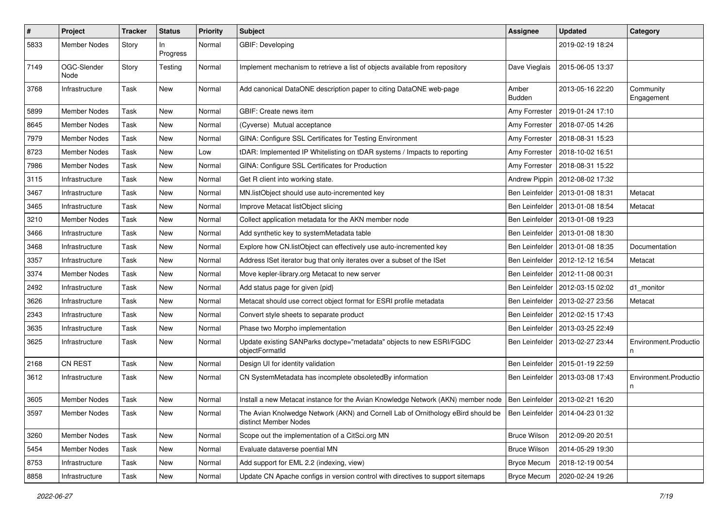| # | Project | Tracker | Status | Priority | Subject | Assignee | Updated | Category |
|---|---|---|---|---|---|---|---|---|
| 5833 | Member Nodes | Story | In Progress | Normal | GBIF: Developing | | 2019-02-19 18:24 | |
| 7149 | OGC-Slender Node | Story | Testing | Normal | Implement mechanism to retrieve a list of objects available from repository | Dave Vieglais | 2015-06-05 13:37 | |
| 3768 | Infrastructure | Task | New | Normal | Add canonical DataONE description paper to citing DataONE web-page | Amber Budden | 2013-05-16 22:20 | Community Engagement |
| 5899 | Member Nodes | Task | New | Normal | GBIF: Create news item | Amy Forrester | 2019-01-24 17:10 | |
| 8645 | Member Nodes | Task | New | Normal | (Cyverse) Mutual acceptance | Amy Forrester | 2018-07-05 14:26 | |
| 7979 | Member Nodes | Task | New | Normal | GINA: Configure SSL Certificates for Testing Environment | Amy Forrester | 2018-08-31 15:23 | |
| 8723 | Member Nodes | Task | New | Low | tDAR: Implemented IP Whitelisting on tDAR systems / Impacts to reporting | Amy Forrester | 2018-10-02 16:51 | |
| 7986 | Member Nodes | Task | New | Normal | GINA: Configure SSL Certificates for Production | Amy Forrester | 2018-08-31 15:22 | |
| 3115 | Infrastructure | Task | New | Normal | Get R client into working state. | Andrew Pippin | 2012-08-02 17:32 | |
| 3467 | Infrastructure | Task | New | Normal | MN.listObject should use auto-incremented key | Ben Leinfelder | 2013-01-08 18:31 | Metacat |
| 3465 | Infrastructure | Task | New | Normal | Improve Metacat listObject slicing | Ben Leinfelder | 2013-01-08 18:54 | Metacat |
| 3210 | Member Nodes | Task | New | Normal | Collect application metadata for the AKN member node | Ben Leinfelder | 2013-01-08 19:23 | |
| 3466 | Infrastructure | Task | New | Normal | Add synthetic key to systemMetadata table | Ben Leinfelder | 2013-01-08 18:30 | |
| 3468 | Infrastructure | Task | New | Normal | Explore how CN.listObject can effectively use auto-incremented key | Ben Leinfelder | 2013-01-08 18:35 | Documentation |
| 3357 | Infrastructure | Task | New | Normal | Address ISet iterator bug that only iterates over a subset of the ISet | Ben Leinfelder | 2012-12-12 16:54 | Metacat |
| 3374 | Member Nodes | Task | New | Normal | Move kepler-library.org Metacat to new server | Ben Leinfelder | 2012-11-08 00:31 | |
| 2492 | Infrastructure | Task | New | Normal | Add status page for given {pid} | Ben Leinfelder | 2012-03-15 02:02 | d1_monitor |
| 3626 | Infrastructure | Task | New | Normal | Metacat should use correct object format for ESRI profile metadata | Ben Leinfelder | 2013-02-27 23:56 | Metacat |
| 2343 | Infrastructure | Task | New | Normal | Convert style sheets to separate product | Ben Leinfelder | 2012-02-15 17:43 | |
| 3635 | Infrastructure | Task | New | Normal | Phase two Morpho implementation | Ben Leinfelder | 2013-03-25 22:49 | |
| 3625 | Infrastructure | Task | New | Normal | Update existing SANParks doctype="metadata" objects to new ESRI/FGDC objectFormatId | Ben Leinfelder | 2013-02-27 23:44 | Environment.Production |
| 2168 | CN REST | Task | New | Normal | Design UI for identity validation | Ben Leinfelder | 2015-01-19 22:59 | |
| 3612 | Infrastructure | Task | New | Normal | CN SystemMetadata has incomplete obsoletedBy information | Ben Leinfelder | 2013-03-08 17:43 | Environment.Production |
| 3605 | Member Nodes | Task | New | Normal | Install a new Metacat instance for the Avian Knowledge Network (AKN) member node | Ben Leinfelder | 2013-02-21 16:20 | |
| 3597 | Member Nodes | Task | New | Normal | The Avian Knolwedge Network (AKN) and Cornell Lab of Ornithology eBird should be distinct Member Nodes | Ben Leinfelder | 2014-04-23 01:32 | |
| 3260 | Member Nodes | Task | New | Normal | Scope out the implementation of a CitSci.org MN | Bruce Wilson | 2012-09-20 20:51 | |
| 5454 | Member Nodes | Task | New | Normal | Evaluate dataverse poential MN | Bruce Wilson | 2014-05-29 19:30 | |
| 8753 | Infrastructure | Task | New | Normal | Add support for EML 2.2 (indexing, view) | Bryce Mecum | 2018-12-19 00:54 | |
| 8858 | Infrastructure | Task | New | Normal | Update CN Apache configs in version control with directives to support sitemaps | Bryce Mecum | 2020-02-24 19:26 | |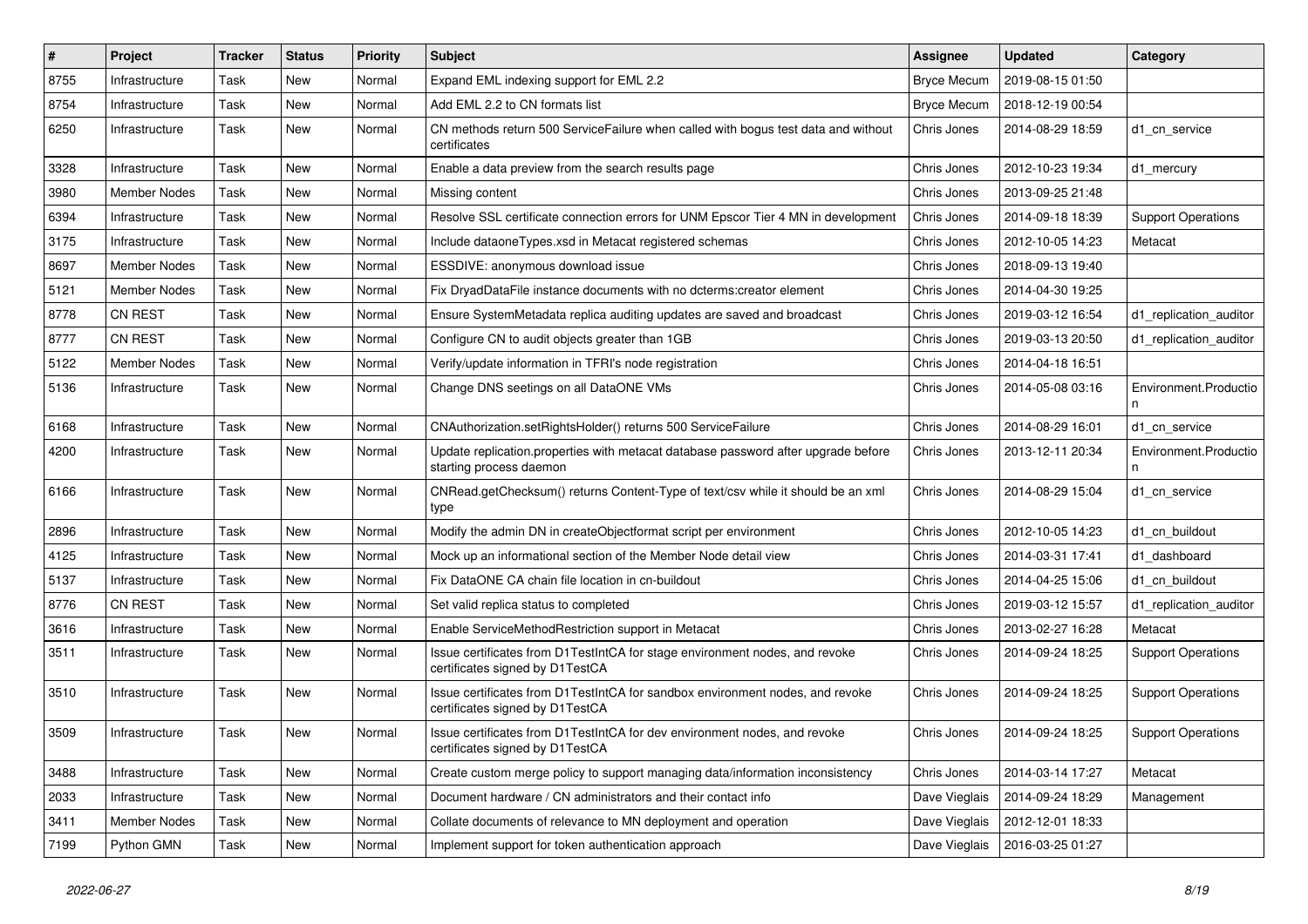| # | Project | Tracker | Status | Priority | Subject | Assignee | Updated | Category |
|---|---|---|---|---|---|---|---|---|
| 8755 | Infrastructure | Task | New | Normal | Expand EML indexing support for EML 2.2 | Bryce Mecum | 2019-08-15 01:50 | |
| 8754 | Infrastructure | Task | New | Normal | Add EML 2.2 to CN formats list | Bryce Mecum | 2018-12-19 00:54 | |
| 6250 | Infrastructure | Task | New | Normal | CN methods return 500 ServiceFailure when called with bogus test data and without certificates | Chris Jones | 2014-08-29 18:59 | d1_cn_service |
| 3328 | Infrastructure | Task | New | Normal | Enable a data preview from the search results page | Chris Jones | 2012-10-23 19:34 | d1_mercury |
| 3980 | Member Nodes | Task | New | Normal | Missing content | Chris Jones | 2013-09-25 21:48 | |
| 6394 | Infrastructure | Task | New | Normal | Resolve SSL certificate connection errors for UNM Epscor Tier 4 MN in development | Chris Jones | 2014-09-18 18:39 | Support Operations |
| 3175 | Infrastructure | Task | New | Normal | Include dataoneTypes.xsd in Metacat registered schemas | Chris Jones | 2012-10-05 14:23 | Metacat |
| 8697 | Member Nodes | Task | New | Normal | ESSDIVE: anonymous download issue | Chris Jones | 2018-09-13 19:40 | |
| 5121 | Member Nodes | Task | New | Normal | Fix DryadDataFile instance documents with no dcterms:creator element | Chris Jones | 2014-04-30 19:25 | |
| 8778 | CN REST | Task | New | Normal | Ensure SystemMetadata replica auditing updates are saved and broadcast | Chris Jones | 2019-03-12 16:54 | d1_replication_auditor |
| 8777 | CN REST | Task | New | Normal | Configure CN to audit objects greater than 1GB | Chris Jones | 2019-03-13 20:50 | d1_replication_auditor |
| 5122 | Member Nodes | Task | New | Normal | Verify/update information in TFRI's node registration | Chris Jones | 2014-04-18 16:51 | |
| 5136 | Infrastructure | Task | New | Normal | Change DNS seetings on all DataONE VMs | Chris Jones | 2014-05-08 03:16 | Environment.Production |
| 6168 | Infrastructure | Task | New | Normal | CNAuthorization.setRightsHolder() returns 500 ServiceFailure | Chris Jones | 2014-08-29 16:01 | d1_cn_service |
| 4200 | Infrastructure | Task | New | Normal | Update replication.properties with metacat database password after upgrade before starting process daemon | Chris Jones | 2013-12-11 20:34 | Environment.Production |
| 6166 | Infrastructure | Task | New | Normal | CNRead.getChecksum() returns Content-Type of text/csv while it should be an xml type | Chris Jones | 2014-08-29 15:04 | d1_cn_service |
| 2896 | Infrastructure | Task | New | Normal | Modify the admin DN in createObjectformat script per environment | Chris Jones | 2012-10-05 14:23 | d1_cn_buildout |
| 4125 | Infrastructure | Task | New | Normal | Mock up an informational section of the Member Node detail view | Chris Jones | 2014-03-31 17:41 | d1_dashboard |
| 5137 | Infrastructure | Task | New | Normal | Fix DataONE CA chain file location in cn-buildout | Chris Jones | 2014-04-25 15:06 | d1_cn_buildout |
| 8776 | CN REST | Task | New | Normal | Set valid replica status to completed | Chris Jones | 2019-03-12 15:57 | d1_replication_auditor |
| 3616 | Infrastructure | Task | New | Normal | Enable ServiceMethodRestriction support in Metacat | Chris Jones | 2013-02-27 16:28 | Metacat |
| 3511 | Infrastructure | Task | New | Normal | Issue certificates from D1TestIntCA for stage environment nodes, and revoke certificates signed by D1TestCA | Chris Jones | 2014-09-24 18:25 | Support Operations |
| 3510 | Infrastructure | Task | New | Normal | Issue certificates from D1TestIntCA for sandbox environment nodes, and revoke certificates signed by D1TestCA | Chris Jones | 2014-09-24 18:25 | Support Operations |
| 3509 | Infrastructure | Task | New | Normal | Issue certificates from D1TestIntCA for dev environment nodes, and revoke certificates signed by D1TestCA | Chris Jones | 2014-09-24 18:25 | Support Operations |
| 3488 | Infrastructure | Task | New | Normal | Create custom merge policy to support managing data/information inconsistency | Chris Jones | 2014-03-14 17:27 | Metacat |
| 2033 | Infrastructure | Task | New | Normal | Document hardware / CN administrators and their contact info | Dave Vieglais | 2014-09-24 18:29 | Management |
| 3411 | Member Nodes | Task | New | Normal | Collate documents of relevance to MN deployment and operation | Dave Vieglais | 2012-12-01 18:33 | |
| 7199 | Python GMN | Task | New | Normal | Implement support for token authentication approach | Dave Vieglais | 2016-03-25 01:27 | |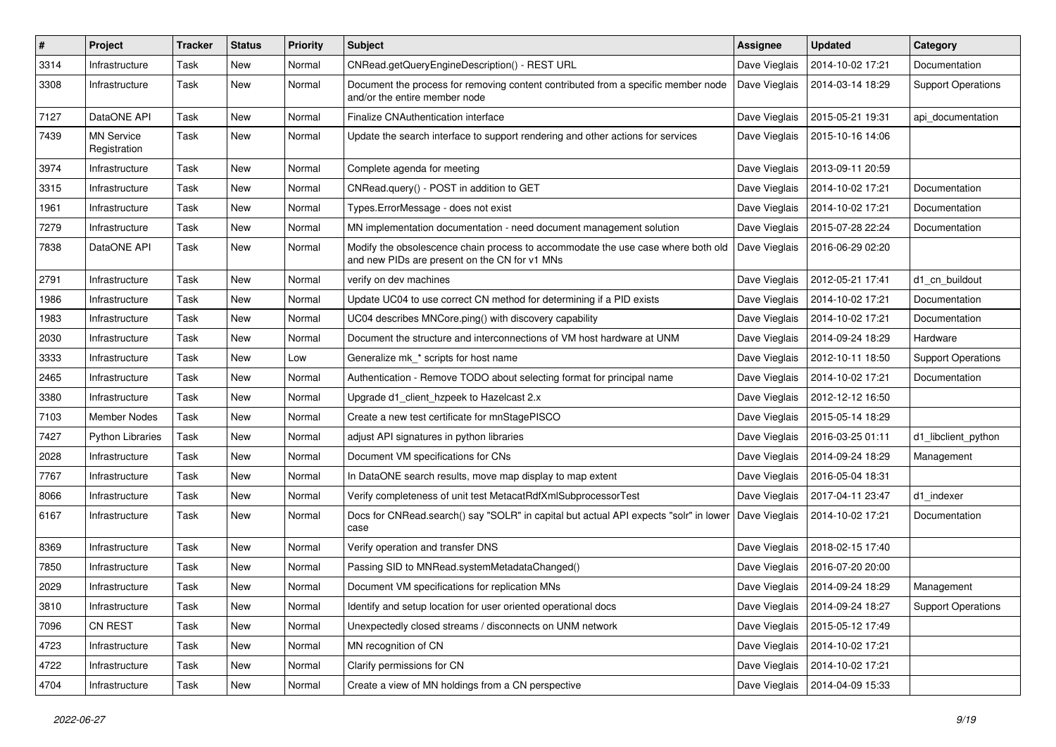| # | Project | Tracker | Status | Priority | Subject | Assignee | Updated | Category |
|---|---|---|---|---|---|---|---|---|
| 3314 | Infrastructure | Task | New | Normal | CNRead.getQueryEngineDescription() - REST URL | Dave Vieglais | 2014-10-02 17:21 | Documentation |
| 3308 | Infrastructure | Task | New | Normal | Document the process for removing content contributed from a specific member node and/or the entire member node | Dave Vieglais | 2014-03-14 18:29 | Support Operations |
| 7127 | DataONE API | Task | New | Normal | Finalize CNAuthentication interface | Dave Vieglais | 2015-05-21 19:31 | api_documentation |
| 7439 | MN Service Registration | Task | New | Normal | Update the search interface to support rendering and other actions for services | Dave Vieglais | 2015-10-16 14:06 | |
| 3974 | Infrastructure | Task | New | Normal | Complete agenda for meeting | Dave Vieglais | 2013-09-11 20:59 | |
| 3315 | Infrastructure | Task | New | Normal | CNRead.query() - POST in addition to GET | Dave Vieglais | 2014-10-02 17:21 | Documentation |
| 1961 | Infrastructure | Task | New | Normal | Types.ErrorMessage - does not exist | Dave Vieglais | 2014-10-02 17:21 | Documentation |
| 7279 | Infrastructure | Task | New | Normal | MN implementation documentation - need document management solution | Dave Vieglais | 2015-07-28 22:24 | Documentation |
| 7838 | DataONE API | Task | New | Normal | Modify the obsolescence chain process to accommodate the use case where both old and new PIDs are present on the CN for v1 MNs | Dave Vieglais | 2016-06-29 02:20 | |
| 2791 | Infrastructure | Task | New | Normal | verify on dev machines | Dave Vieglais | 2012-05-21 17:41 | d1_cn_buildout |
| 1986 | Infrastructure | Task | New | Normal | Update UC04 to use correct CN method for determining if a PID exists | Dave Vieglais | 2014-10-02 17:21 | Documentation |
| 1983 | Infrastructure | Task | New | Normal | UC04 describes MNCore.ping() with discovery capability | Dave Vieglais | 2014-10-02 17:21 | Documentation |
| 2030 | Infrastructure | Task | New | Normal | Document the structure and interconnections of VM host hardware at UNM | Dave Vieglais | 2014-09-24 18:29 | Hardware |
| 3333 | Infrastructure | Task | New | Low | Generalize mk_* scripts for host name | Dave Vieglais | 2012-10-11 18:50 | Support Operations |
| 2465 | Infrastructure | Task | New | Normal | Authentication - Remove TODO about selecting format for principal name | Dave Vieglais | 2014-10-02 17:21 | Documentation |
| 3380 | Infrastructure | Task | New | Normal | Upgrade d1_client_hzpeek to Hazelcast 2.x | Dave Vieglais | 2012-12-12 16:50 | |
| 7103 | Member Nodes | Task | New | Normal | Create a new test certificate for mnStagePISCO | Dave Vieglais | 2015-05-14 18:29 | |
| 7427 | Python Libraries | Task | New | Normal | adjust API signatures in python libraries | Dave Vieglais | 2016-03-25 01:11 | d1_libclient_python |
| 2028 | Infrastructure | Task | New | Normal | Document VM specifications for CNs | Dave Vieglais | 2014-09-24 18:29 | Management |
| 7767 | Infrastructure | Task | New | Normal | In DataONE search results, move map display to map extent | Dave Vieglais | 2016-05-04 18:31 | |
| 8066 | Infrastructure | Task | New | Normal | Verify completeness of unit test MetacatRdfXmlSubprocessorTest | Dave Vieglais | 2017-04-11 23:47 | d1_indexer |
| 6167 | Infrastructure | Task | New | Normal | Docs for CNRead.search() say "SOLR" in capital but actual API expects "solr" in lower case | Dave Vieglais | 2014-10-02 17:21 | Documentation |
| 8369 | Infrastructure | Task | New | Normal | Verify operation and transfer DNS | Dave Vieglais | 2018-02-15 17:40 | |
| 7850 | Infrastructure | Task | New | Normal | Passing SID to MNRead.systemMetadataChanged() | Dave Vieglais | 2016-07-20 20:00 | |
| 2029 | Infrastructure | Task | New | Normal | Document VM specifications for replication MNs | Dave Vieglais | 2014-09-24 18:29 | Management |
| 3810 | Infrastructure | Task | New | Normal | Identify and setup location for user oriented operational docs | Dave Vieglais | 2014-09-24 18:27 | Support Operations |
| 7096 | CN REST | Task | New | Normal | Unexpectedly closed streams / disconnects on UNM network | Dave Vieglais | 2015-05-12 17:49 | |
| 4723 | Infrastructure | Task | New | Normal | MN recognition of CN | Dave Vieglais | 2014-10-02 17:21 | |
| 4722 | Infrastructure | Task | New | Normal | Clarify permissions for CN | Dave Vieglais | 2014-10-02 17:21 | |
| 4704 | Infrastructure | Task | New | Normal | Create a view of MN holdings from a CN perspective | Dave Vieglais | 2014-04-09 15:33 | |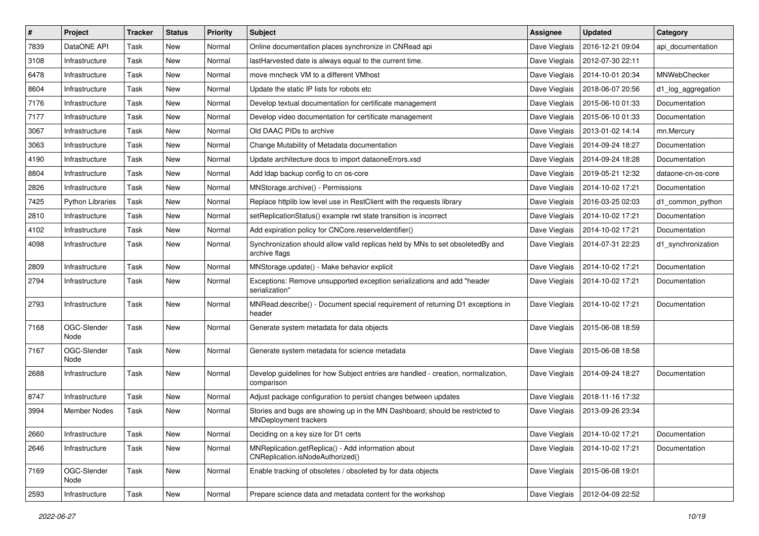| # | Project | Tracker | Status | Priority | Subject | Assignee | Updated | Category |
|---|---|---|---|---|---|---|---|---|
| 7839 | DataONE API | Task | New | Normal | Online documentation places synchronize in CNRead api | Dave Vieglais | 2016-12-21 09:04 | api_documentation |
| 3108 | Infrastructure | Task | New | Normal | lastHarvested date is always equal to the current time. | Dave Vieglais | 2012-07-30 22:11 | |
| 6478 | Infrastructure | Task | New | Normal | move mncheck VM to a different VMhost | Dave Vieglais | 2014-10-01 20:34 | MNWebChecker |
| 8604 | Infrastructure | Task | New | Normal | Update the static IP lists for robots etc | Dave Vieglais | 2018-06-07 20:56 | d1_log_aggregation |
| 7176 | Infrastructure | Task | New | Normal | Develop textual documentation for certificate management | Dave Vieglais | 2015-06-10 01:33 | Documentation |
| 7177 | Infrastructure | Task | New | Normal | Develop video documentation for certificate management | Dave Vieglais | 2015-06-10 01:33 | Documentation |
| 3067 | Infrastructure | Task | New | Normal | Old DAAC PIDs to archive | Dave Vieglais | 2013-01-02 14:14 | mn.Mercury |
| 3063 | Infrastructure | Task | New | Normal | Change Mutability of Metadata documentation | Dave Vieglais | 2014-09-24 18:27 | Documentation |
| 4190 | Infrastructure | Task | New | Normal | Update architecture docs to import dataoneErrors.xsd | Dave Vieglais | 2014-09-24 18:28 | Documentation |
| 8804 | Infrastructure | Task | New | Normal | Add ldap backup config to cn os-core | Dave Vieglais | 2019-05-21 12:32 | dataone-cn-os-core |
| 2826 | Infrastructure | Task | New | Normal | MNStorage.archive() - Permissions | Dave Vieglais | 2014-10-02 17:21 | Documentation |
| 7425 | Python Libraries | Task | New | Normal | Replace httplib low level use in RestClient with the requests library | Dave Vieglais | 2016-03-25 02:03 | d1_common_python |
| 2810 | Infrastructure | Task | New | Normal | setReplicationStatus() example rwt state transition is incorrect | Dave Vieglais | 2014-10-02 17:21 | Documentation |
| 4102 | Infrastructure | Task | New | Normal | Add expiration policy for CNCore.reserveIdentifier() | Dave Vieglais | 2014-10-02 17:21 | Documentation |
| 4098 | Infrastructure | Task | New | Normal | Synchronization should allow valid replicas held by MNs to set obsoletedBy and archive flags | Dave Vieglais | 2014-07-31 22:23 | d1_synchronization |
| 2809 | Infrastructure | Task | New | Normal | MNStorage.update() - Make behavior explicit | Dave Vieglais | 2014-10-02 17:21 | Documentation |
| 2794 | Infrastructure | Task | New | Normal | Exceptions: Remove unsupported exception serializations and add "header serialization" | Dave Vieglais | 2014-10-02 17:21 | Documentation |
| 2793 | Infrastructure | Task | New | Normal | MNRead.describe() - Document special requirement of returning D1 exceptions in header | Dave Vieglais | 2014-10-02 17:21 | Documentation |
| 7168 | OGC-Slender Node | Task | New | Normal | Generate system metadata for data objects | Dave Vieglais | 2015-06-08 18:59 | |
| 7167 | OGC-Slender Node | Task | New | Normal | Generate system metadata for science metadata | Dave Vieglais | 2015-06-08 18:58 | |
| 2688 | Infrastructure | Task | New | Normal | Develop guidelines for how Subject entries are handled - creation, normalization, comparison | Dave Vieglais | 2014-09-24 18:27 | Documentation |
| 8747 | Infrastructure | Task | New | Normal | Adjust package configuration to persist changes between updates | Dave Vieglais | 2018-11-16 17:32 | |
| 3994 | Member Nodes | Task | New | Normal | Stories and bugs are showing up in the MN Dashboard; should be restricted to MNDeployment trackers | Dave Vieglais | 2013-09-26 23:34 | |
| 2660 | Infrastructure | Task | New | Normal | Deciding on a key size for D1 certs | Dave Vieglais | 2014-10-02 17:21 | Documentation |
| 2646 | Infrastructure | Task | New | Normal | MNReplication.getReplica() - Add information about CNReplication.isNodeAuthorized() | Dave Vieglais | 2014-10-02 17:21 | Documentation |
| 7169 | OGC-Slender Node | Task | New | Normal | Enable tracking of obsoletes / obsoleted by for data objects | Dave Vieglais | 2015-06-08 19:01 | |
| 2593 | Infrastructure | Task | New | Normal | Prepare science data and metadata content for the workshop | Dave Vieglais | 2012-04-09 22:52 | |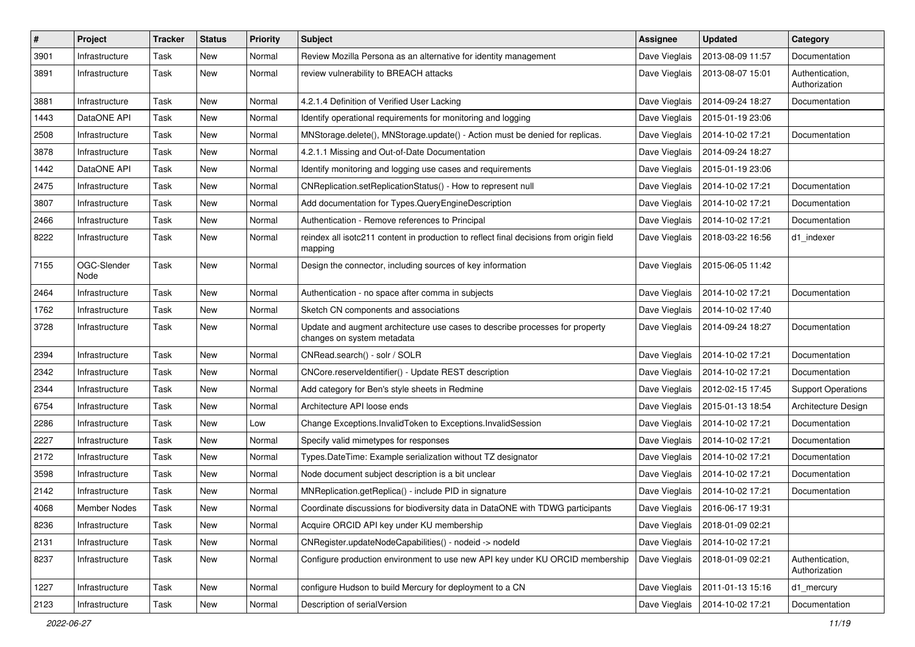| # | Project | Tracker | Status | Priority | Subject | Assignee | Updated | Category |
|---|---|---|---|---|---|---|---|---|
| 3901 | Infrastructure | Task | New | Normal | Review Mozilla Persona as an alternative for identity management | Dave Vieglais | 2013-08-09 11:57 | Documentation |
| 3891 | Infrastructure | Task | New | Normal | review vulnerability to BREACH attacks | Dave Vieglais | 2013-08-07 15:01 | Authentication, Authorization |
| 3881 | Infrastructure | Task | New | Normal | 4.2.1.4 Definition of Verified User Lacking | Dave Vieglais | 2014-09-24 18:27 | Documentation |
| 1443 | DataONE API | Task | New | Normal | Identify operational requirements for monitoring and logging | Dave Vieglais | 2015-01-19 23:06 | |
| 2508 | Infrastructure | Task | New | Normal | MNStorage.delete(), MNStorage.update() - Action must be denied for replicas. | Dave Vieglais | 2014-10-02 17:21 | Documentation |
| 3878 | Infrastructure | Task | New | Normal | 4.2.1.1 Missing and Out-of-Date Documentation | Dave Vieglais | 2014-09-24 18:27 | |
| 1442 | DataONE API | Task | New | Normal | Identify monitoring and logging use cases and requirements | Dave Vieglais | 2015-01-19 23:06 | |
| 2475 | Infrastructure | Task | New | Normal | CNReplication.setReplicationStatus() - How to represent null | Dave Vieglais | 2014-10-02 17:21 | Documentation |
| 3807 | Infrastructure | Task | New | Normal | Add documentation for Types.QueryEngineDescription | Dave Vieglais | 2014-10-02 17:21 | Documentation |
| 2466 | Infrastructure | Task | New | Normal | Authentication - Remove references to Principal | Dave Vieglais | 2014-10-02 17:21 | Documentation |
| 8222 | Infrastructure | Task | New | Normal | reindex all isotc211 content in production to reflect final decisions from origin field mapping | Dave Vieglais | 2018-03-22 16:56 | d1_indexer |
| 7155 | OGC-Slender Node | Task | New | Normal | Design the connector, including sources of key information | Dave Vieglais | 2015-06-05 11:42 | |
| 2464 | Infrastructure | Task | New | Normal | Authentication - no space after comma in subjects | Dave Vieglais | 2014-10-02 17:21 | Documentation |
| 1762 | Infrastructure | Task | New | Normal | Sketch CN components and associations | Dave Vieglais | 2014-10-02 17:40 | |
| 3728 | Infrastructure | Task | New | Normal | Update and augment architecture use cases to describe processes for property changes on system metadata | Dave Vieglais | 2014-09-24 18:27 | Documentation |
| 2394 | Infrastructure | Task | New | Normal | CNRead.search() - solr / SOLR | Dave Vieglais | 2014-10-02 17:21 | Documentation |
| 2342 | Infrastructure | Task | New | Normal | CNCore.reserveIdentifier() - Update REST description | Dave Vieglais | 2014-10-02 17:21 | Documentation |
| 2344 | Infrastructure | Task | New | Normal | Add category for Ben's style sheets in Redmine | Dave Vieglais | 2012-02-15 17:45 | Support Operations |
| 6754 | Infrastructure | Task | New | Normal | Architecture API loose ends | Dave Vieglais | 2015-01-13 18:54 | Architecture Design |
| 2286 | Infrastructure | Task | New | Low | Change Exceptions.InvalidToken to Exceptions.InvalidSession | Dave Vieglais | 2014-10-02 17:21 | Documentation |
| 2227 | Infrastructure | Task | New | Normal | Specify valid mimetypes for responses | Dave Vieglais | 2014-10-02 17:21 | Documentation |
| 2172 | Infrastructure | Task | New | Normal | Types.DateTime: Example serialization without TZ designator | Dave Vieglais | 2014-10-02 17:21 | Documentation |
| 3598 | Infrastructure | Task | New | Normal | Node document subject description is a bit unclear | Dave Vieglais | 2014-10-02 17:21 | Documentation |
| 2142 | Infrastructure | Task | New | Normal | MNReplication.getReplica() - include PID in signature | Dave Vieglais | 2014-10-02 17:21 | Documentation |
| 4068 | Member Nodes | Task | New | Normal | Coordinate discussions for biodiversity data in DataONE with TDWG participants | Dave Vieglais | 2016-06-17 19:31 | |
| 8236 | Infrastructure | Task | New | Normal | Acquire ORCID API key under KU membership | Dave Vieglais | 2018-01-09 02:21 | |
| 2131 | Infrastructure | Task | New | Normal | CNRegister.updateNodeCapabilities() - nodeid -> nodeId | Dave Vieglais | 2014-10-02 17:21 | |
| 8237 | Infrastructure | Task | New | Normal | Configure production environment to use new API key under KU ORCID membership | Dave Vieglais | 2018-01-09 02:21 | Authentication, Authorization |
| 1227 | Infrastructure | Task | New | Normal | configure Hudson to build Mercury for deployment to a CN | Dave Vieglais | 2011-01-13 15:16 | d1_mercury |
| 2123 | Infrastructure | Task | New | Normal | Description of serialVersion | Dave Vieglais | 2014-10-02 17:21 | Documentation |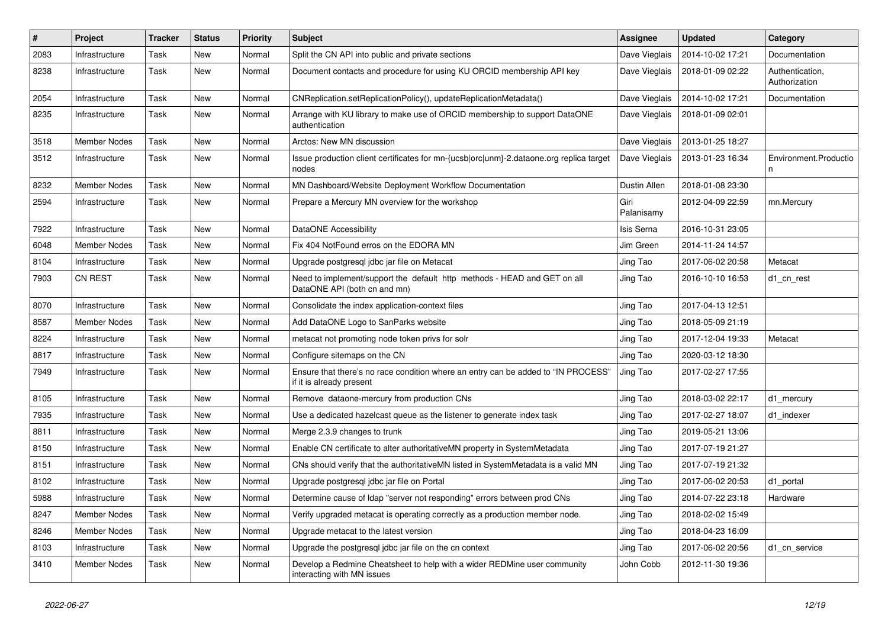| # | Project | Tracker | Status | Priority | Subject | Assignee | Updated | Category |
|---|---|---|---|---|---|---|---|---|
| 2083 | Infrastructure | Task | New | Normal | Split the CN API into public and private sections | Dave Vieglais | 2014-10-02 17:21 | Documentation |
| 8238 | Infrastructure | Task | New | Normal | Document contacts and procedure for using KU ORCID membership API key | Dave Vieglais | 2018-01-09 02:22 | Authentication, Authorization |
| 2054 | Infrastructure | Task | New | Normal | CNReplication.setReplicationPolicy(), updateReplicationMetadata() | Dave Vieglais | 2014-10-02 17:21 | Documentation |
| 8235 | Infrastructure | Task | New | Normal | Arrange with KU library to make use of ORCID membership to support DataONE authentication | Dave Vieglais | 2018-01-09 02:01 | |
| 3518 | Member Nodes | Task | New | Normal | Arctos: New MN discussion | Dave Vieglais | 2013-01-25 18:27 | |
| 3512 | Infrastructure | Task | New | Normal | Issue production client certificates for mn-{ucsb\|orc\|unm}-2.dataone.org replica target nodes | Dave Vieglais | 2013-01-23 16:34 | Environment.Production |
| 8232 | Member Nodes | Task | New | Normal | MN Dashboard/Website Deployment Workflow Documentation | Dustin Allen | 2018-01-08 23:30 | |
| 2594 | Infrastructure | Task | New | Normal | Prepare a Mercury MN overview for the workshop | Giri Palanisamy | 2012-04-09 22:59 | mn.Mercury |
| 7922 | Infrastructure | Task | New | Normal | DataONE Accessibility | Isis Serna | 2016-10-31 23:05 | |
| 6048 | Member Nodes | Task | New | Normal | Fix 404 NotFound erros on the EDORA MN | Jim Green | 2014-11-24 14:57 | |
| 8104 | Infrastructure | Task | New | Normal | Upgrade postgresql jdbc jar file on Metacat | Jing Tao | 2017-06-02 20:58 | Metacat |
| 7903 | CN REST | Task | New | Normal | Need to implement/support the default http methods - HEAD and GET on all DataONE API (both cn and mn) | Jing Tao | 2016-10-10 16:53 | d1_cn_rest |
| 8070 | Infrastructure | Task | New | Normal | Consolidate the index application-context files | Jing Tao | 2017-04-13 12:51 | |
| 8587 | Member Nodes | Task | New | Normal | Add DataONE Logo to SanParks website | Jing Tao | 2018-05-09 21:19 | |
| 8224 | Infrastructure | Task | New | Normal | metacat not promoting node token privs for solr | Jing Tao | 2017-12-04 19:33 | Metacat |
| 8817 | Infrastructure | Task | New | Normal | Configure sitemaps on the CN | Jing Tao | 2020-03-12 18:30 | |
| 7949 | Infrastructure | Task | New | Normal | Ensure that there's no race condition where an entry can be added to "IN PROCESS" if it is already present | Jing Tao | 2017-02-27 17:55 | |
| 8105 | Infrastructure | Task | New | Normal | Remove dataone-mercury from production CNs | Jing Tao | 2018-03-02 22:17 | d1_mercury |
| 7935 | Infrastructure | Task | New | Normal | Use a dedicated hazelcast queue as the listener to generate index task | Jing Tao | 2017-02-27 18:07 | d1_indexer |
| 8811 | Infrastructure | Task | New | Normal | Merge 2.3.9 changes to trunk | Jing Tao | 2019-05-21 13:06 | |
| 8150 | Infrastructure | Task | New | Normal | Enable CN certificate to alter authoritativeMN property in SystemMetadata | Jing Tao | 2017-07-19 21:27 | |
| 8151 | Infrastructure | Task | New | Normal | CNs should verify that the authoritativeMN listed in SystemMetadata is a valid MN | Jing Tao | 2017-07-19 21:32 | |
| 8102 | Infrastructure | Task | New | Normal | Upgrade postgresql jdbc jar file on Portal | Jing Tao | 2017-06-02 20:53 | d1_portal |
| 5988 | Infrastructure | Task | New | Normal | Determine cause of ldap "server not responding" errors between prod CNs | Jing Tao | 2014-07-22 23:18 | Hardware |
| 8247 | Member Nodes | Task | New | Normal | Verify upgraded metacat is operating correctly as a production member node. | Jing Tao | 2018-02-02 15:49 | |
| 8246 | Member Nodes | Task | New | Normal | Upgrade metacat to the latest version | Jing Tao | 2018-04-23 16:09 | |
| 8103 | Infrastructure | Task | New | Normal | Upgrade the postgresql jdbc jar file on the cn context | Jing Tao | 2017-06-02 20:56 | d1_cn_service |
| 3410 | Member Nodes | Task | New | Normal | Develop a Redmine Cheatsheet to help with a wider REDMine user community interacting with MN issues | John Cobb | 2012-11-30 19:36 | |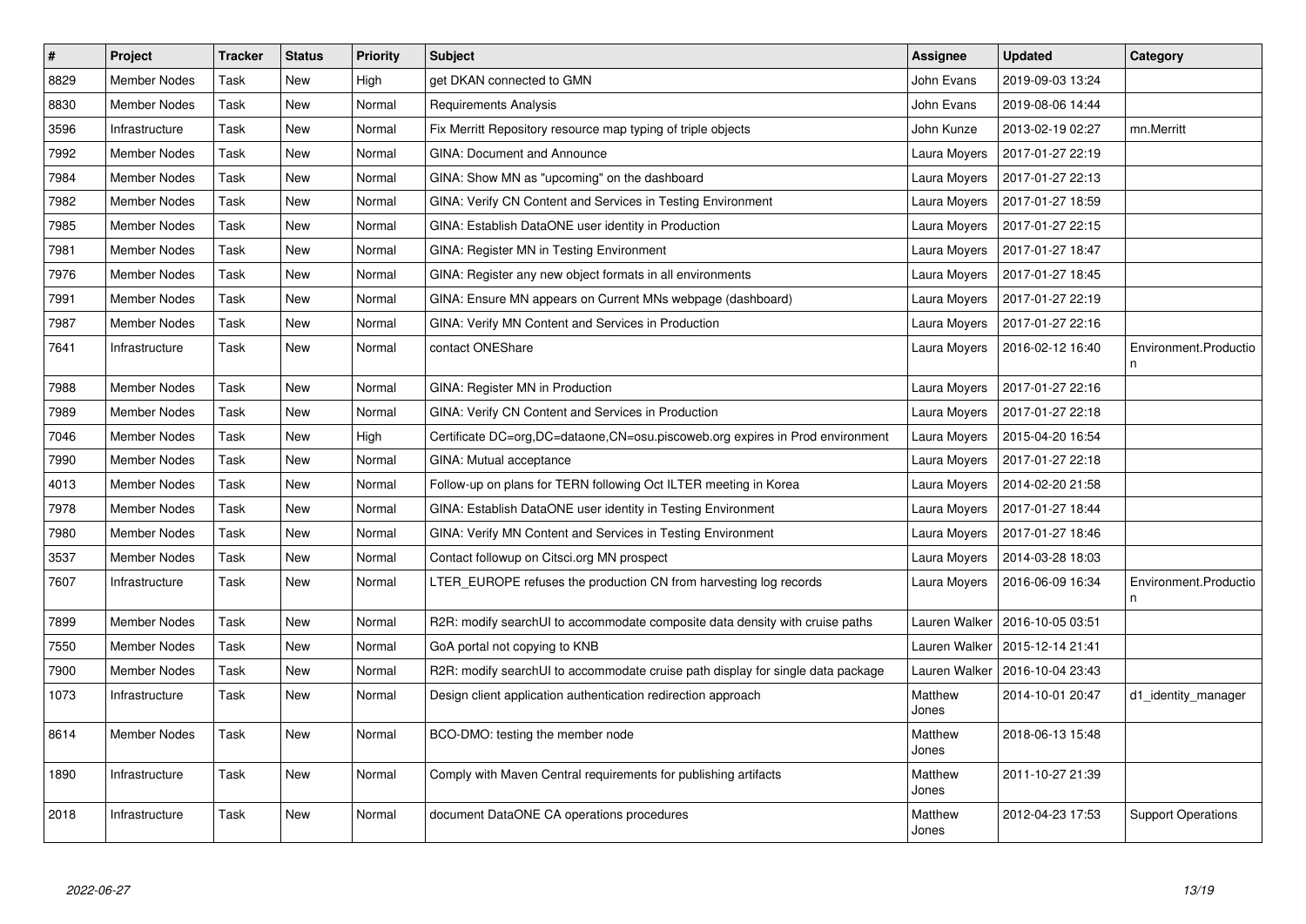| # | Project | Tracker | Status | Priority | Subject | Assignee | Updated | Category |
|---|---|---|---|---|---|---|---|---|
| 8829 | Member Nodes | Task | New | High | get DKAN connected to GMN | John Evans | 2019-09-03 13:24 | |
| 8830 | Member Nodes | Task | New | Normal | Requirements Analysis | John Evans | 2019-08-06 14:44 | |
| 3596 | Infrastructure | Task | New | Normal | Fix Merritt Repository resource map typing of triple objects | John Kunze | 2013-02-19 02:27 | mn.Merritt |
| 7992 | Member Nodes | Task | New | Normal | GINA: Document and Announce | Laura Moyers | 2017-01-27 22:19 | |
| 7984 | Member Nodes | Task | New | Normal | GINA: Show MN as "upcoming" on the dashboard | Laura Moyers | 2017-01-27 22:13 | |
| 7982 | Member Nodes | Task | New | Normal | GINA: Verify CN Content and Services in Testing Environment | Laura Moyers | 2017-01-27 18:59 | |
| 7985 | Member Nodes | Task | New | Normal | GINA: Establish DataONE user identity in Production | Laura Moyers | 2017-01-27 22:15 | |
| 7981 | Member Nodes | Task | New | Normal | GINA: Register MN in Testing Environment | Laura Moyers | 2017-01-27 18:47 | |
| 7976 | Member Nodes | Task | New | Normal | GINA: Register any new object formats in all environments | Laura Moyers | 2017-01-27 18:45 | |
| 7991 | Member Nodes | Task | New | Normal | GINA: Ensure MN appears on Current MNs webpage (dashboard) | Laura Moyers | 2017-01-27 22:19 | |
| 7987 | Member Nodes | Task | New | Normal | GINA: Verify MN Content and Services in Production | Laura Moyers | 2017-01-27 22:16 | |
| 7641 | Infrastructure | Task | New | Normal | contact ONEShare | Laura Moyers | 2016-02-12 16:40 | Environment.Production |
| 7988 | Member Nodes | Task | New | Normal | GINA: Register MN in Production | Laura Moyers | 2017-01-27 22:16 | |
| 7989 | Member Nodes | Task | New | Normal | GINA: Verify CN Content and Services in Production | Laura Moyers | 2017-01-27 22:18 | |
| 7046 | Member Nodes | Task | New | High | Certificate DC=org,DC=dataone,CN=osu.piscoweb.org expires in Prod environment | Laura Moyers | 2015-04-20 16:54 | |
| 7990 | Member Nodes | Task | New | Normal | GINA: Mutual acceptance | Laura Moyers | 2017-01-27 22:18 | |
| 4013 | Member Nodes | Task | New | Normal | Follow-up on plans for TERN following Oct ILTER meeting in Korea | Laura Moyers | 2014-02-20 21:58 | |
| 7978 | Member Nodes | Task | New | Normal | GINA: Establish DataONE user identity in Testing Environment | Laura Moyers | 2017-01-27 18:44 | |
| 7980 | Member Nodes | Task | New | Normal | GINA: Verify MN Content and Services in Testing Environment | Laura Moyers | 2017-01-27 18:46 | |
| 3537 | Member Nodes | Task | New | Normal | Contact followup on Citsci.org MN prospect | Laura Moyers | 2014-03-28 18:03 | |
| 7607 | Infrastructure | Task | New | Normal | LTER_EUROPE refuses the production CN from harvesting log records | Laura Moyers | 2016-06-09 16:34 | Environment.Production |
| 7899 | Member Nodes | Task | New | Normal | R2R: modify searchUI to accommodate composite data density with cruise paths | Lauren Walker | 2016-10-05 03:51 | |
| 7550 | Member Nodes | Task | New | Normal | GoA portal not copying to KNB | Lauren Walker | 2015-12-14 21:41 | |
| 7900 | Member Nodes | Task | New | Normal | R2R: modify searchUI to accommodate cruise path display for single data package | Lauren Walker | 2016-10-04 23:43 | |
| 1073 | Infrastructure | Task | New | Normal | Design client application authentication redirection approach | Matthew Jones | 2014-10-01 20:47 | d1_identity_manager |
| 8614 | Member Nodes | Task | New | Normal | BCO-DMO: testing the member node | Matthew Jones | 2018-06-13 15:48 | |
| 1890 | Infrastructure | Task | New | Normal | Comply with Maven Central requirements for publishing artifacts | Matthew Jones | 2011-10-27 21:39 | |
| 2018 | Infrastructure | Task | New | Normal | document DataONE CA operations procedures | Matthew Jones | 2012-04-23 17:53 | Support Operations |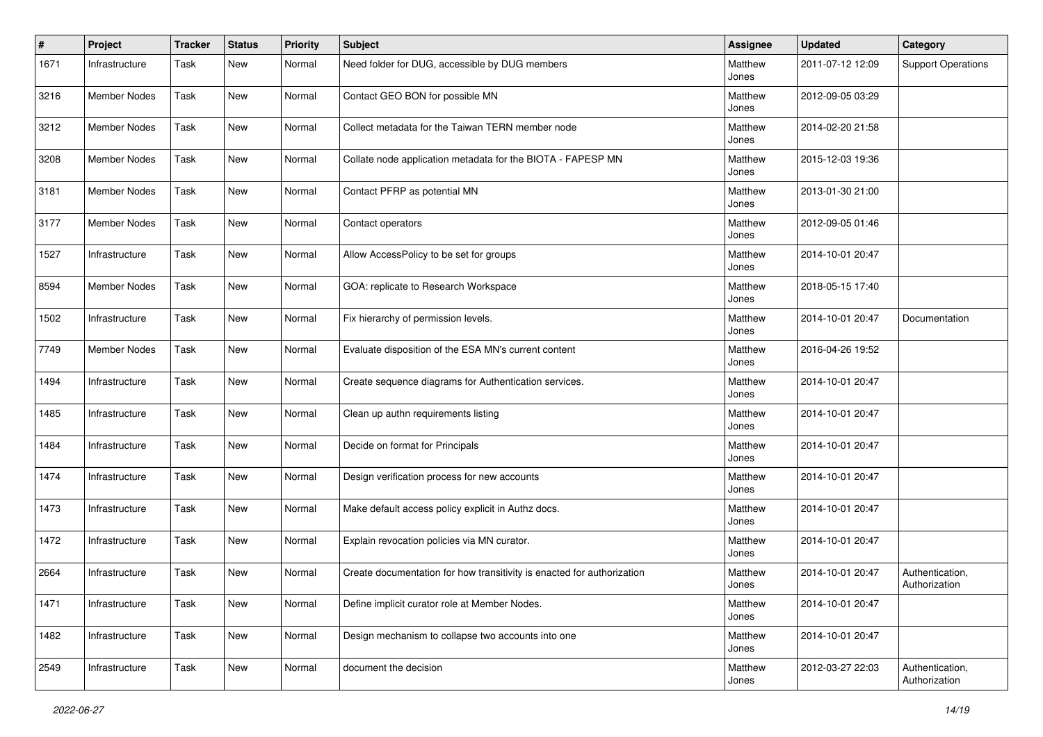| # | Project | Tracker | Status | Priority | Subject | Assignee | Updated | Category |
|---|---|---|---|---|---|---|---|---|
| 1671 | Infrastructure | Task | New | Normal | Need folder for DUG, accessible by DUG members | Matthew Jones | 2011-07-12 12:09 | Support Operations |
| 3216 | Member Nodes | Task | New | Normal | Contact GEO BON for possible MN | Matthew Jones | 2012-09-05 03:29 | |
| 3212 | Member Nodes | Task | New | Normal | Collect metadata for the Taiwan TERN member node | Matthew Jones | 2014-02-20 21:58 | |
| 3208 | Member Nodes | Task | New | Normal | Collate node application metadata for the BIOTA - FAPESP MN | Matthew Jones | 2015-12-03 19:36 | |
| 3181 | Member Nodes | Task | New | Normal | Contact PFRP as potential MN | Matthew Jones | 2013-01-30 21:00 | |
| 3177 | Member Nodes | Task | New | Normal | Contact operators | Matthew Jones | 2012-09-05 01:46 | |
| 1527 | Infrastructure | Task | New | Normal | Allow AccessPolicy to be set for groups | Matthew Jones | 2014-10-01 20:47 | |
| 8594 | Member Nodes | Task | New | Normal | GOA: replicate to Research Workspace | Matthew Jones | 2018-05-15 17:40 | |
| 1502 | Infrastructure | Task | New | Normal | Fix hierarchy of permission levels. | Matthew Jones | 2014-10-01 20:47 | Documentation |
| 7749 | Member Nodes | Task | New | Normal | Evaluate disposition of the ESA MN's current content | Matthew Jones | 2016-04-26 19:52 | |
| 1494 | Infrastructure | Task | New | Normal | Create sequence diagrams for Authentication services. | Matthew Jones | 2014-10-01 20:47 | |
| 1485 | Infrastructure | Task | New | Normal | Clean up authn requirements listing | Matthew Jones | 2014-10-01 20:47 | |
| 1484 | Infrastructure | Task | New | Normal | Decide on format for Principals | Matthew Jones | 2014-10-01 20:47 | |
| 1474 | Infrastructure | Task | New | Normal | Design verification process for new accounts | Matthew Jones | 2014-10-01 20:47 | |
| 1473 | Infrastructure | Task | New | Normal | Make default access policy explicit in Authz docs. | Matthew Jones | 2014-10-01 20:47 | |
| 1472 | Infrastructure | Task | New | Normal | Explain revocation policies via MN curator. | Matthew Jones | 2014-10-01 20:47 | |
| 2664 | Infrastructure | Task | New | Normal | Create documentation for how transitivity is enacted for authorization | Matthew Jones | 2014-10-01 20:47 | Authentication, Authorization |
| 1471 | Infrastructure | Task | New | Normal | Define implicit curator role at Member Nodes. | Matthew Jones | 2014-10-01 20:47 | |
| 1482 | Infrastructure | Task | New | Normal | Design mechanism to collapse two accounts into one | Matthew Jones | 2014-10-01 20:47 | |
| 2549 | Infrastructure | Task | New | Normal | document the decision | Matthew Jones | 2012-03-27 22:03 | Authentication, Authorization |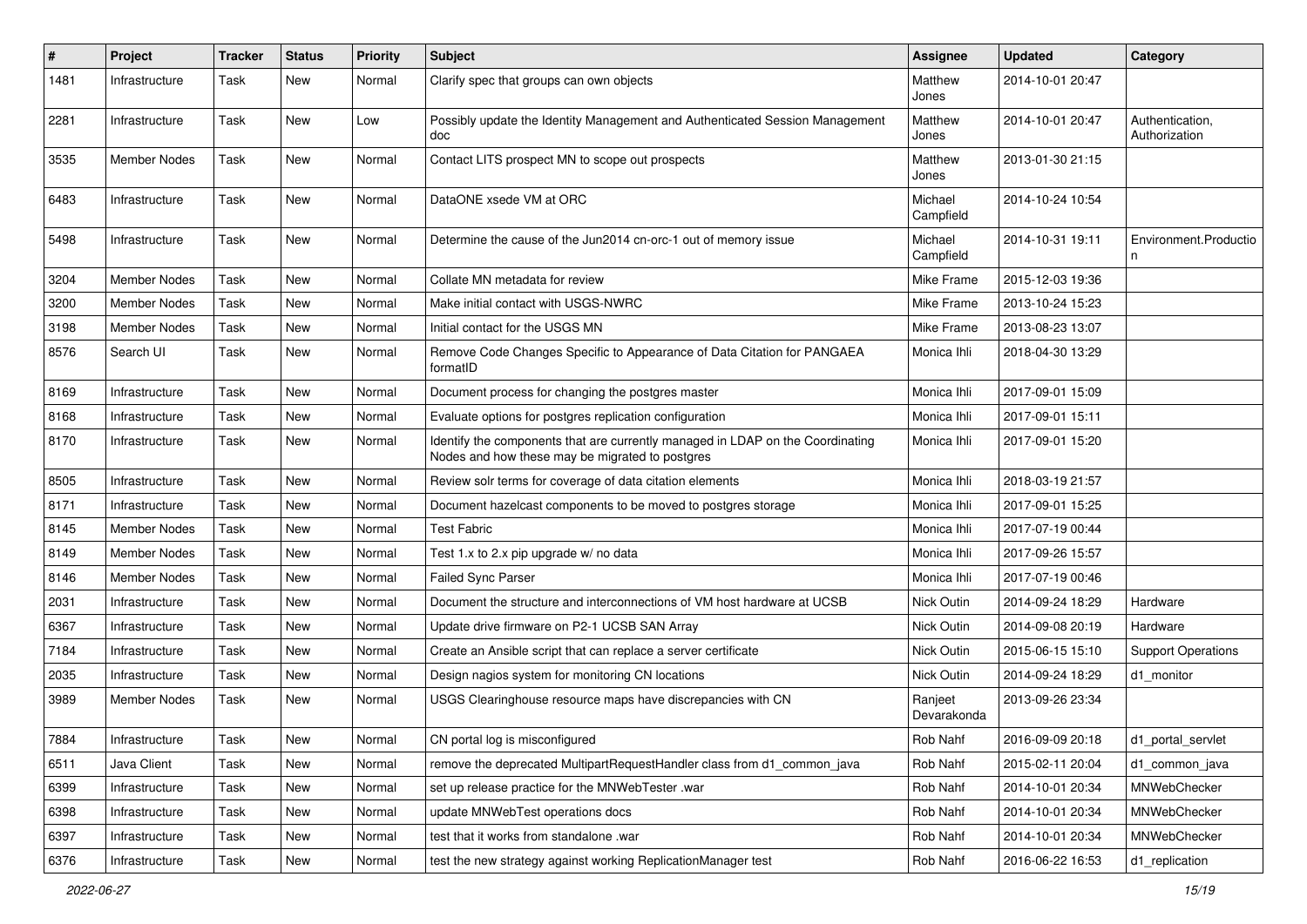| # | Project | Tracker | Status | Priority | Subject | Assignee | Updated | Category |
|---|---|---|---|---|---|---|---|---|
| 1481 | Infrastructure | Task | New | Normal | Clarify spec that groups can own objects | Matthew Jones | 2014-10-01 20:47 | |
| 2281 | Infrastructure | Task | New | Low | Possibly update the Identity Management and Authenticated Session Management doc | Matthew Jones | 2014-10-01 20:47 | Authentication, Authorization |
| 3535 | Member Nodes | Task | New | Normal | Contact LITS prospect MN to scope out prospects | Matthew Jones | 2013-01-30 21:15 | |
| 6483 | Infrastructure | Task | New | Normal | DataONE xsede VM at ORC | Michael Campfield | 2014-10-24 10:54 | |
| 5498 | Infrastructure | Task | New | Normal | Determine the cause of the Jun2014 cn-orc-1 out of memory issue | Michael Campfield | 2014-10-31 19:11 | Environment.Production |
| 3204 | Member Nodes | Task | New | Normal | Collate MN metadata for review | Mike Frame | 2015-12-03 19:36 | |
| 3200 | Member Nodes | Task | New | Normal | Make initial contact with USGS-NWRC | Mike Frame | 2013-10-24 15:23 | |
| 3198 | Member Nodes | Task | New | Normal | Initial contact for the USGS MN | Mike Frame | 2013-08-23 13:07 | |
| 8576 | Search UI | Task | New | Normal | Remove Code Changes Specific to Appearance of Data Citation for PANGAEA formatID | Monica Ihli | 2018-04-30 13:29 | |
| 8169 | Infrastructure | Task | New | Normal | Document process for changing the postgres master | Monica Ihli | 2017-09-01 15:09 | |
| 8168 | Infrastructure | Task | New | Normal | Evaluate options for postgres replication configuration | Monica Ihli | 2017-09-01 15:11 | |
| 8170 | Infrastructure | Task | New | Normal | Identify the components that are currently managed in LDAP on the Coordinating Nodes and how these may be migrated to postgres | Monica Ihli | 2017-09-01 15:20 | |
| 8505 | Infrastructure | Task | New | Normal | Review solr terms for coverage of data citation elements | Monica Ihli | 2018-03-19 21:57 | |
| 8171 | Infrastructure | Task | New | Normal | Document hazelcast components to be moved to postgres storage | Monica Ihli | 2017-09-01 15:25 | |
| 8145 | Member Nodes | Task | New | Normal | Test Fabric | Monica Ihli | 2017-07-19 00:44 | |
| 8149 | Member Nodes | Task | New | Normal | Test 1.x to 2.x pip upgrade w/ no data | Monica Ihli | 2017-09-26 15:57 | |
| 8146 | Member Nodes | Task | New | Normal | Failed Sync Parser | Monica Ihli | 2017-07-19 00:46 | |
| 2031 | Infrastructure | Task | New | Normal | Document the structure and interconnections of VM host hardware at UCSB | Nick Outin | 2014-09-24 18:29 | Hardware |
| 6367 | Infrastructure | Task | New | Normal | Update drive firmware on P2-1 UCSB SAN Array | Nick Outin | 2014-09-08 20:19 | Hardware |
| 7184 | Infrastructure | Task | New | Normal | Create an Ansible script that can replace a server certificate | Nick Outin | 2015-06-15 15:10 | Support Operations |
| 2035 | Infrastructure | Task | New | Normal | Design nagios system for monitoring CN locations | Nick Outin | 2014-09-24 18:29 | d1_monitor |
| 3989 | Member Nodes | Task | New | Normal | USGS Clearinghouse resource maps have discrepancies with CN | Ranjeet Devarakonda | 2013-09-26 23:34 | |
| 7884 | Infrastructure | Task | New | Normal | CN portal log is misconfigured | Rob Nahf | 2016-09-09 20:18 | d1_portal_servlet |
| 6511 | Java Client | Task | New | Normal | remove the deprecated MultipartRequestHandler class from d1_common_java | Rob Nahf | 2015-02-11 20:04 | d1_common_java |
| 6399 | Infrastructure | Task | New | Normal | set up release practice for the MNWebTester .war | Rob Nahf | 2014-10-01 20:34 | MNWebChecker |
| 6398 | Infrastructure | Task | New | Normal | update MNWebTest operations docs | Rob Nahf | 2014-10-01 20:34 | MNWebChecker |
| 6397 | Infrastructure | Task | New | Normal | test that it works from standalone .war | Rob Nahf | 2014-10-01 20:34 | MNWebChecker |
| 6376 | Infrastructure | Task | New | Normal | test the new strategy against working ReplicationManager test | Rob Nahf | 2016-06-22 16:53 | d1_replication |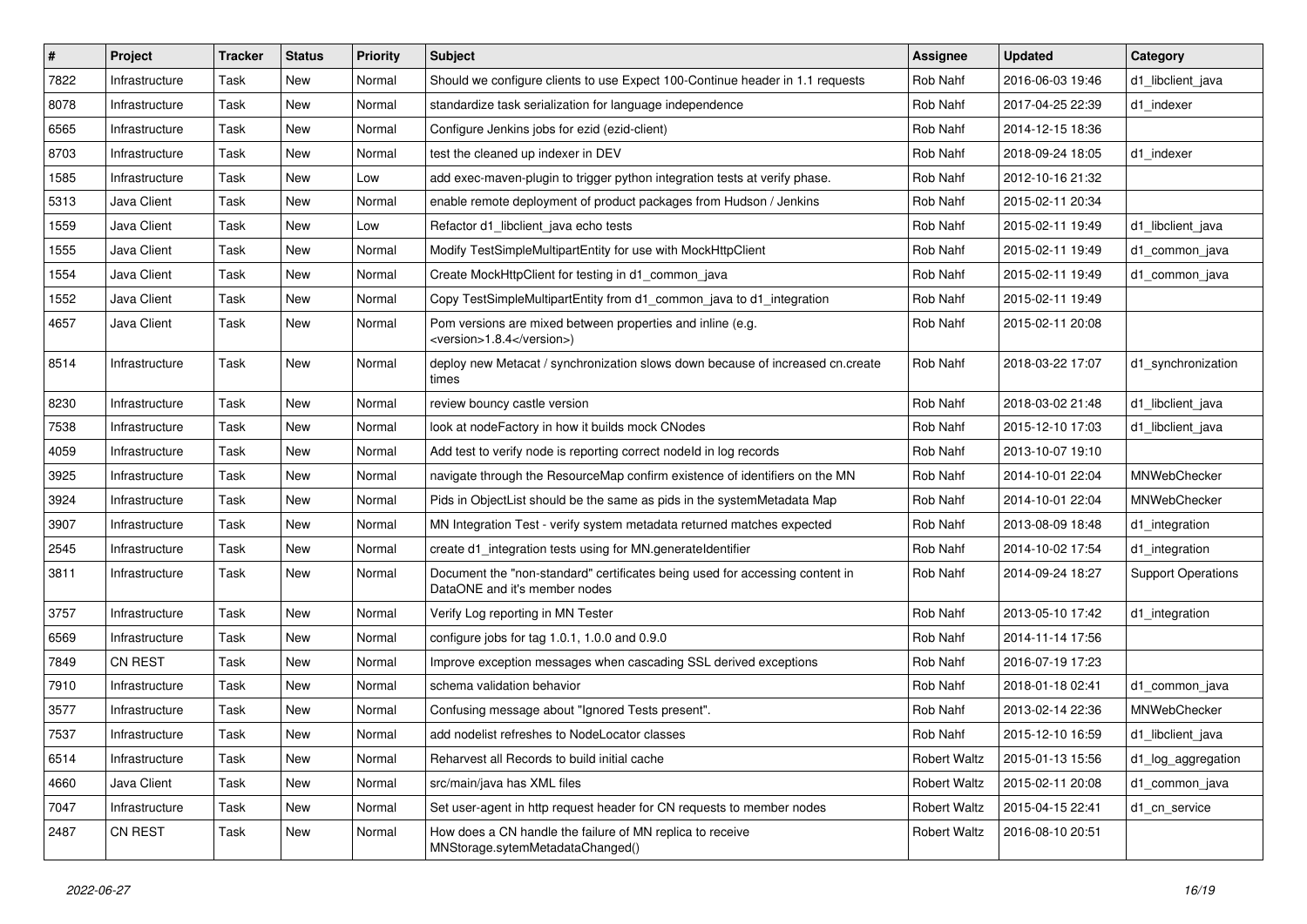| # | Project | Tracker | Status | Priority | Subject | Assignee | Updated | Category |
|---|---|---|---|---|---|---|---|---|
| 7822 | Infrastructure | Task | New | Normal | Should we configure clients to use Expect 100-Continue header in 1.1 requests | Rob Nahf | 2016-06-03 19:46 | d1_libclient_java |
| 8078 | Infrastructure | Task | New | Normal | standardize task serialization for language independence | Rob Nahf | 2017-04-25 22:39 | d1_indexer |
| 6565 | Infrastructure | Task | New | Normal | Configure Jenkins jobs for ezid (ezid-client) | Rob Nahf | 2014-12-15 18:36 | |
| 8703 | Infrastructure | Task | New | Normal | test the cleaned up indexer in DEV | Rob Nahf | 2018-09-24 18:05 | d1_indexer |
| 1585 | Infrastructure | Task | New | Low | add exec-maven-plugin to trigger python integration tests at verify phase. | Rob Nahf | 2012-10-16 21:32 | |
| 5313 | Java Client | Task | New | Normal | enable remote deployment of product packages from Hudson / Jenkins | Rob Nahf | 2015-02-11 20:34 | |
| 1559 | Java Client | Task | New | Low | Refactor d1_libclient_java echo tests | Rob Nahf | 2015-02-11 19:49 | d1_libclient_java |
| 1555 | Java Client | Task | New | Normal | Modify TestSimpleMultipartEntity for use with MockHttpClient | Rob Nahf | 2015-02-11 19:49 | d1_common_java |
| 1554 | Java Client | Task | New | Normal | Create MockHttpClient for testing in d1_common_java | Rob Nahf | 2015-02-11 19:49 | d1_common_java |
| 1552 | Java Client | Task | New | Normal | Copy TestSimpleMultipartEntity from d1_common_java to d1_integration | Rob Nahf | 2015-02-11 19:49 | |
| 4657 | Java Client | Task | New | Normal | Pom versions are mixed between properties and inline (e.g. <version>1.8.4</version>) | Rob Nahf | 2015-02-11 20:08 | |
| 8514 | Infrastructure | Task | New | Normal | deploy new Metacat / synchronization slows down because of increased cn.create times | Rob Nahf | 2018-03-22 17:07 | d1_synchronization |
| 8230 | Infrastructure | Task | New | Normal | review bouncy castle version | Rob Nahf | 2018-03-02 21:48 | d1_libclient_java |
| 7538 | Infrastructure | Task | New | Normal | look at nodeFactory in how it builds mock CNodes | Rob Nahf | 2015-12-10 17:03 | d1_libclient_java |
| 4059 | Infrastructure | Task | New | Normal | Add test to verify node is reporting correct nodeId in log records | Rob Nahf | 2013-10-07 19:10 | |
| 3925 | Infrastructure | Task | New | Normal | navigate through the ResourceMap confirm existence of identifiers on the MN | Rob Nahf | 2014-10-01 22:04 | MNWebChecker |
| 3924 | Infrastructure | Task | New | Normal | Pids in ObjectList should be the same as pids in the systemMetadata Map | Rob Nahf | 2014-10-01 22:04 | MNWebChecker |
| 3907 | Infrastructure | Task | New | Normal | MN Integration Test - verify system metadata returned matches expected | Rob Nahf | 2013-08-09 18:48 | d1_integration |
| 2545 | Infrastructure | Task | New | Normal | create d1_integration tests using for MN.generateIdentifier | Rob Nahf | 2014-10-02 17:54 | d1_integration |
| 3811 | Infrastructure | Task | New | Normal | Document the "non-standard" certificates being used for accessing content in DataONE and it's member nodes | Rob Nahf | 2014-09-24 18:27 | Support Operations |
| 3757 | Infrastructure | Task | New | Normal | Verify Log reporting in MN Tester | Rob Nahf | 2013-05-10 17:42 | d1_integration |
| 6569 | Infrastructure | Task | New | Normal | configure jobs for tag 1.0.1, 1.0.0 and 0.9.0 | Rob Nahf | 2014-11-14 17:56 | |
| 7849 | CN REST | Task | New | Normal | Improve exception messages when cascading SSL derived exceptions | Rob Nahf | 2016-07-19 17:23 | |
| 7910 | Infrastructure | Task | New | Normal | schema validation behavior | Rob Nahf | 2018-01-18 02:41 | d1_common_java |
| 3577 | Infrastructure | Task | New | Normal | Confusing message about "Ignored Tests present". | Rob Nahf | 2013-02-14 22:36 | MNWebChecker |
| 7537 | Infrastructure | Task | New | Normal | add nodelist refreshes to NodeLocator classes | Rob Nahf | 2015-12-10 16:59 | d1_libclient_java |
| 6514 | Infrastructure | Task | New | Normal | Reharvest all Records to build initial cache | Robert Waltz | 2015-01-13 15:56 | d1_log_aggregation |
| 4660 | Java Client | Task | New | Normal | src/main/java has XML files | Robert Waltz | 2015-02-11 20:08 | d1_common_java |
| 7047 | Infrastructure | Task | New | Normal | Set user-agent in http request header for CN requests to member nodes | Robert Waltz | 2015-04-15 22:41 | d1_cn_service |
| 2487 | CN REST | Task | New | Normal | How does a CN handle the failure of MN replica to receive MNStorage.sytemMetadataChanged() | Robert Waltz | 2016-08-10 20:51 | |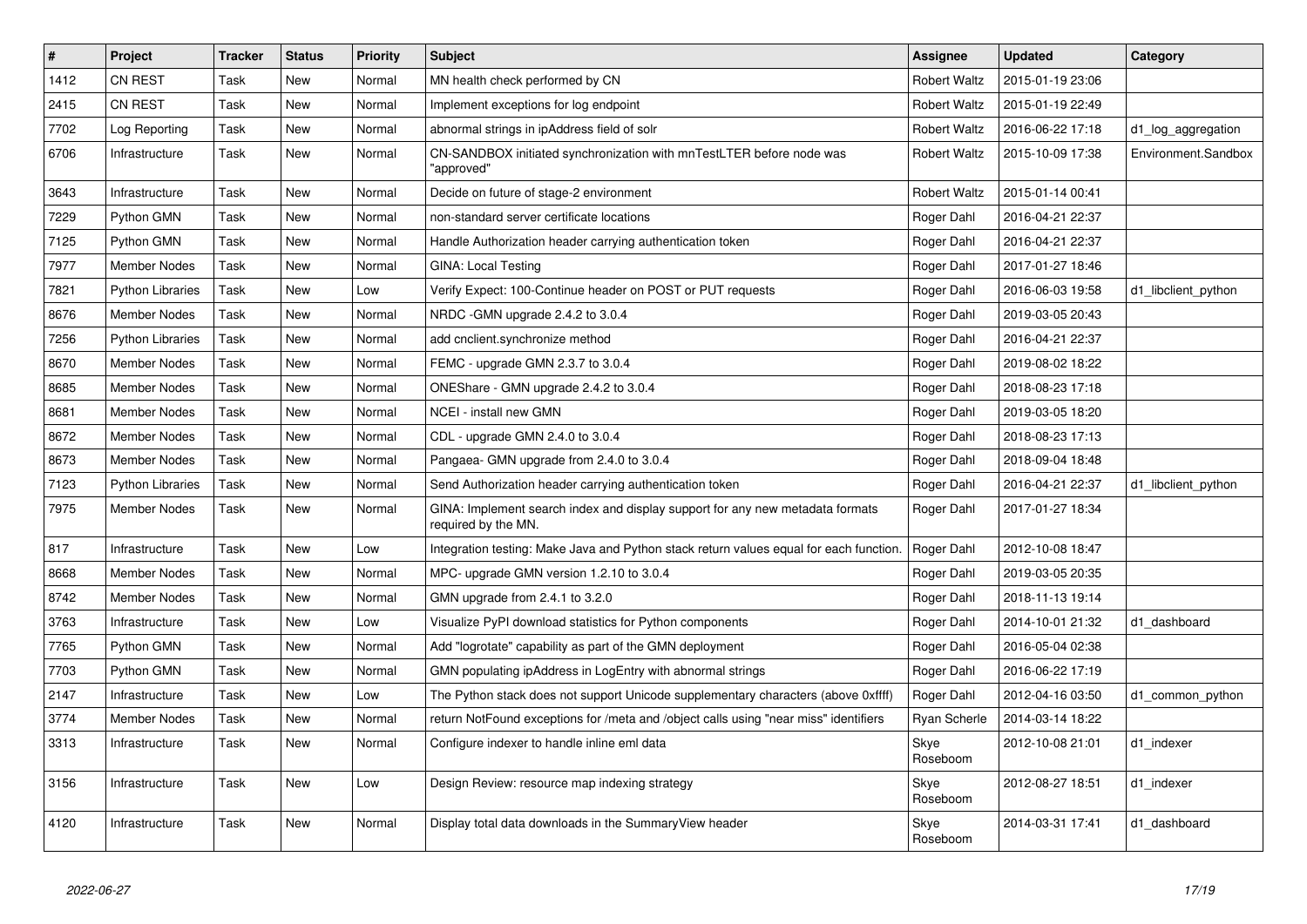| # | Project | Tracker | Status | Priority | Subject | Assignee | Updated | Category |
|---|---|---|---|---|---|---|---|---|
| 1412 | CN REST | Task | New | Normal | MN health check performed by CN | Robert Waltz | 2015-01-19 23:06 | |
| 2415 | CN REST | Task | New | Normal | Implement exceptions for log endpoint | Robert Waltz | 2015-01-19 22:49 | |
| 7702 | Log Reporting | Task | New | Normal | abnormal strings in ipAddress field of solr | Robert Waltz | 2016-06-22 17:18 | d1_log_aggregation |
| 6706 | Infrastructure | Task | New | Normal | CN-SANDBOX initiated synchronization with mnTestLTER before node was "approved" | Robert Waltz | 2015-10-09 17:38 | Environment.Sandbox |
| 3643 | Infrastructure | Task | New | Normal | Decide on future of stage-2 environment | Robert Waltz | 2015-01-14 00:41 | |
| 7229 | Python GMN | Task | New | Normal | non-standard server certificate locations | Roger Dahl | 2016-04-21 22:37 | |
| 7125 | Python GMN | Task | New | Normal | Handle Authorization header carrying authentication token | Roger Dahl | 2016-04-21 22:37 | |
| 7977 | Member Nodes | Task | New | Normal | GINA: Local Testing | Roger Dahl | 2017-01-27 18:46 | |
| 7821 | Python Libraries | Task | New | Low | Verify Expect: 100-Continue header on POST or PUT requests | Roger Dahl | 2016-06-03 19:58 | d1_libclient_python |
| 8676 | Member Nodes | Task | New | Normal | NRDC -GMN upgrade 2.4.2 to 3.0.4 | Roger Dahl | 2019-03-05 20:43 | |
| 7256 | Python Libraries | Task | New | Normal | add cnclient.synchronize method | Roger Dahl | 2016-04-21 22:37 | |
| 8670 | Member Nodes | Task | New | Normal | FEMC - upgrade GMN 2.3.7 to 3.0.4 | Roger Dahl | 2019-08-02 18:22 | |
| 8685 | Member Nodes | Task | New | Normal | ONEShare - GMN upgrade 2.4.2 to 3.0.4 | Roger Dahl | 2018-08-23 17:18 | |
| 8681 | Member Nodes | Task | New | Normal | NCEI - install new GMN | Roger Dahl | 2019-03-05 18:20 | |
| 8672 | Member Nodes | Task | New | Normal | CDL - upgrade GMN 2.4.0 to 3.0.4 | Roger Dahl | 2018-08-23 17:13 | |
| 8673 | Member Nodes | Task | New | Normal | Pangaea- GMN upgrade from 2.4.0 to 3.0.4 | Roger Dahl | 2018-09-04 18:48 | |
| 7123 | Python Libraries | Task | New | Normal | Send Authorization header carrying authentication token | Roger Dahl | 2016-04-21 22:37 | d1_libclient_python |
| 7975 | Member Nodes | Task | New | Normal | GINA: Implement search index and display support for any new metadata formats required by the MN. | Roger Dahl | 2017-01-27 18:34 | |
| 817 | Infrastructure | Task | New | Low | Integration testing: Make Java and Python stack return values equal for each function. | Roger Dahl | 2012-10-08 18:47 | |
| 8668 | Member Nodes | Task | New | Normal | MPC- upgrade GMN version 1.2.10 to 3.0.4 | Roger Dahl | 2019-03-05 20:35 | |
| 8742 | Member Nodes | Task | New | Normal | GMN upgrade from 2.4.1 to 3.2.0 | Roger Dahl | 2018-11-13 19:14 | |
| 3763 | Infrastructure | Task | New | Low | Visualize PyPI download statistics for Python components | Roger Dahl | 2014-10-01 21:32 | d1_dashboard |
| 7765 | Python GMN | Task | New | Normal | Add "logrotate" capability as part of the GMN deployment | Roger Dahl | 2016-05-04 02:38 | |
| 7703 | Python GMN | Task | New | Normal | GMN populating ipAddress in LogEntry with abnormal strings | Roger Dahl | 2016-06-22 17:19 | |
| 2147 | Infrastructure | Task | New | Low | The Python stack does not support Unicode supplementary characters (above 0xffff) | Roger Dahl | 2012-04-16 03:50 | d1_common_python |
| 3774 | Member Nodes | Task | New | Normal | return NotFound exceptions for /meta and /object calls using "near miss" identifiers | Ryan Scherle | 2014-03-14 18:22 | |
| 3313 | Infrastructure | Task | New | Normal | Configure indexer to handle inline eml data | Skye Roseboom | 2012-10-08 21:01 | d1_indexer |
| 3156 | Infrastructure | Task | New | Low | Design Review: resource map indexing strategy | Skye Roseboom | 2012-08-27 18:51 | d1_indexer |
| 4120 | Infrastructure | Task | New | Normal | Display total data downloads in the SummaryView header | Skye Roseboom | 2014-03-31 17:41 | d1_dashboard |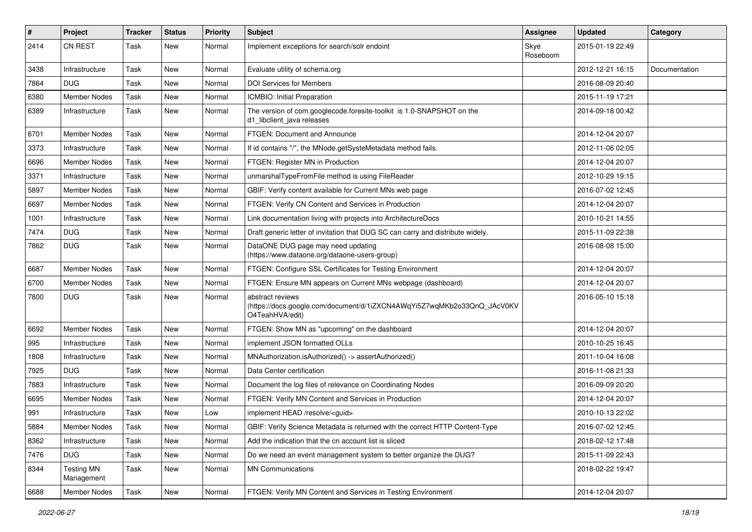| # | Project | Tracker | Status | Priority | Subject | Assignee | Updated | Category |
|---|---|---|---|---|---|---|---|---|
| 2414 | CN REST | Task | New | Normal | Implement exceptions for search/solr endoint | Skye Roseboom | 2015-01-19 22:49 | |
| 3438 | Infrastructure | Task | New | Normal | Evaluate utility of schema.org | | 2012-12-21 16:15 | Documentation |
| 7864 | DUG | Task | New | Normal | DOI Services for Members | | 2016-08-09 20:40 | |
| 6380 | Member Nodes | Task | New | Normal | ICMBIO: Initial Preparation | | 2015-11-19 17:21 | |
| 6389 | Infrastructure | Task | New | Normal | The version of com.googlecode.foresite-toolkit is 1.0-SNAPSHOT on the d1_libclient_java releases | | 2014-09-18 00:42 | |
| 6701 | Member Nodes | Task | New | Normal | FTGEN: Document and Announce | | 2014-12-04 20:07 | |
| 3373 | Infrastructure | Task | New | Normal | If id contains "/", the MNode.getSysteMetadata method fails. | | 2012-11-06 02:05 | |
| 6696 | Member Nodes | Task | New | Normal | FTGEN: Register MN in Production | | 2014-12-04 20:07 | |
| 3371 | Infrastructure | Task | New | Normal | unmarshalTypeFromFile method is using FileReader | | 2012-10-29 19:15 | |
| 5897 | Member Nodes | Task | New | Normal | GBIF: Verify content available for Current MNs web page | | 2016-07-02 12:45 | |
| 6697 | Member Nodes | Task | New | Normal | FTGEN: Verify CN Content and Services in Production | | 2014-12-04 20:07 | |
| 1001 | Infrastructure | Task | New | Normal | Link documentation living with projects into ArchitectureDocs | | 2010-10-21 14:55 | |
| 7474 | DUG | Task | New | Normal | Draft generic letter of invitation that DUG SC can carry and distribute widely. | | 2015-11-09 22:38 | |
| 7862 | DUG | Task | New | Normal | DataONE DUG page may need updating (https://www.dataone.org/dataone-users-group) | | 2016-08-08 15:00 | |
| 6687 | Member Nodes | Task | New | Normal | FTGEN: Configure SSL Certificates for Testing Environment | | 2014-12-04 20:07 | |
| 6700 | Member Nodes | Task | New | Normal | FTGEN: Ensure MN appears on Current MNs webpage (dashboard) | | 2014-12-04 20:07 | |
| 7800 | DUG | Task | New | Normal | abstract reviews (https://docs.google.com/document/d/1iZXCN4AWqYi5Z7wqMKb2o33QnQ_JAcV0KVO4TeahHVA/edit) | | 2016-05-10 15:18 | |
| 6692 | Member Nodes | Task | New | Normal | FTGEN: Show MN as "upcoming" on the dashboard | | 2014-12-04 20:07 | |
| 995 | Infrastructure | Task | New | Normal | implement JSON formatted OLLs | | 2010-10-25 16:45 | |
| 1808 | Infrastructure | Task | New | Normal | MNAuthorization.isAuthorized() -> assertAuthorized() | | 2011-10-04 16:08 | |
| 7925 | DUG | Task | New | Normal | Data Center certification | | 2016-11-08 21:33 | |
| 7883 | Infrastructure | Task | New | Normal | Document the log files of relevance on Coordinating Nodes | | 2016-09-09 20:20 | |
| 6695 | Member Nodes | Task | New | Normal | FTGEN: Verify MN Content and Services in Production | | 2014-12-04 20:07 | |
| 991 | Infrastructure | Task | New | Low | implement HEAD /resolve/<guid> | | 2010-10-13 22:02 | |
| 5884 | Member Nodes | Task | New | Normal | GBIF: Verify Science Metadata is returned with the correct HTTP Content-Type | | 2016-07-02 12:45 | |
| 8362 | Infrastructure | Task | New | Normal | Add the indication that the cn account list is sliced | | 2018-02-12 17:48 | |
| 7476 | DUG | Task | New | Normal | Do we need an event management system to better organize the DUG? | | 2015-11-09 22:43 | |
| 8344 | Testing MN Management | Task | New | Normal | MN Communications | | 2018-02-22 19:47 | |
| 6688 | Member Nodes | Task | New | Normal | FTGEN: Verify MN Content and Services in Testing Environment | | 2014-12-04 20:07 | |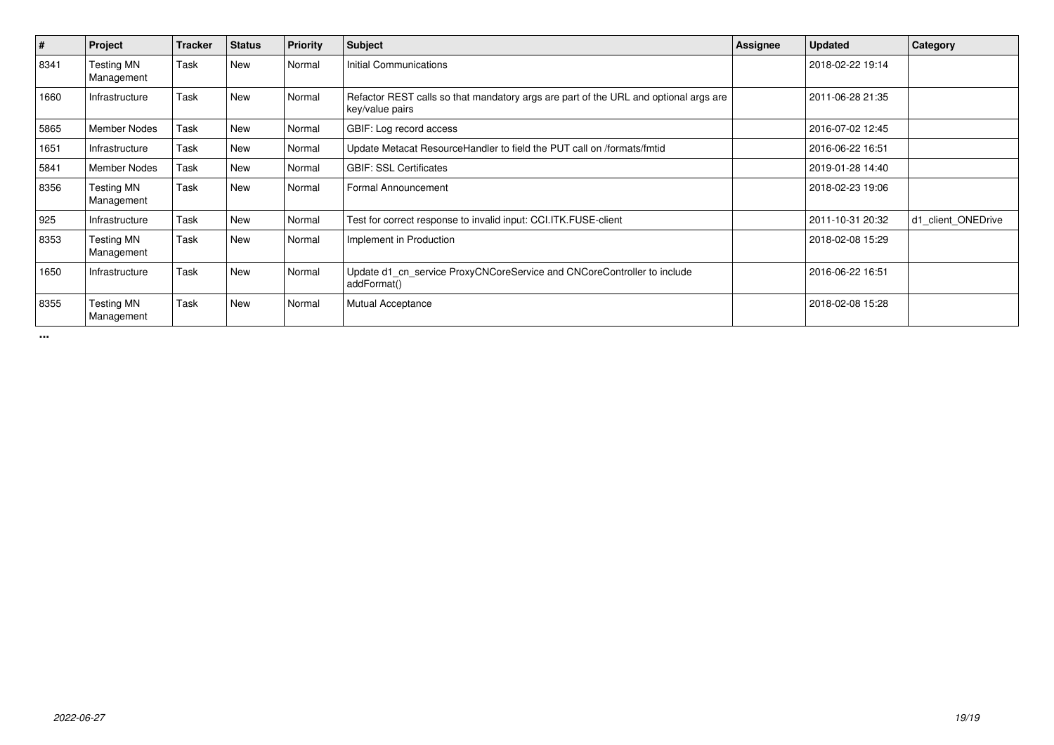| # | Project | Tracker | Status | Priority | Subject | Assignee | Updated | Category |
|---|---|---|---|---|---|---|---|---|
| 8341 | Testing MN Management | Task | New | Normal | Initial Communications | | 2018-02-22 19:14 | |
| 1660 | Infrastructure | Task | New | Normal | Refactor REST calls so that mandatory args are part of the URL and optional args are key/value pairs | | 2011-06-28 21:35 | |
| 5865 | Member Nodes | Task | New | Normal | GBIF: Log record access | | 2016-07-02 12:45 | |
| 1651 | Infrastructure | Task | New | Normal | Update Metacat ResourceHandler to field the PUT call on /formats/fmtid | | 2016-06-22 16:51 | |
| 5841 | Member Nodes | Task | New | Normal | GBIF: SSL Certificates | | 2019-01-28 14:40 | |
| 8356 | Testing MN Management | Task | New | Normal | Formal Announcement | | 2018-02-23 19:06 | |
| 925 | Infrastructure | Task | New | Normal | Test for correct response to invalid input: CCI.ITK.FUSE-client | | 2011-10-31 20:32 | d1_client_ONEDrive |
| 8353 | Testing MN Management | Task | New | Normal | Implement in Production | | 2018-02-08 15:29 | |
| 1650 | Infrastructure | Task | New | Normal | Update d1_cn_service ProxyCNCoreService and CNCoreController to include addFormat() | | 2016-06-22 16:51 | |
| 8355 | Testing MN Management | Task | New | Normal | Mutual Acceptance | | 2018-02-08 15:28 | |

...